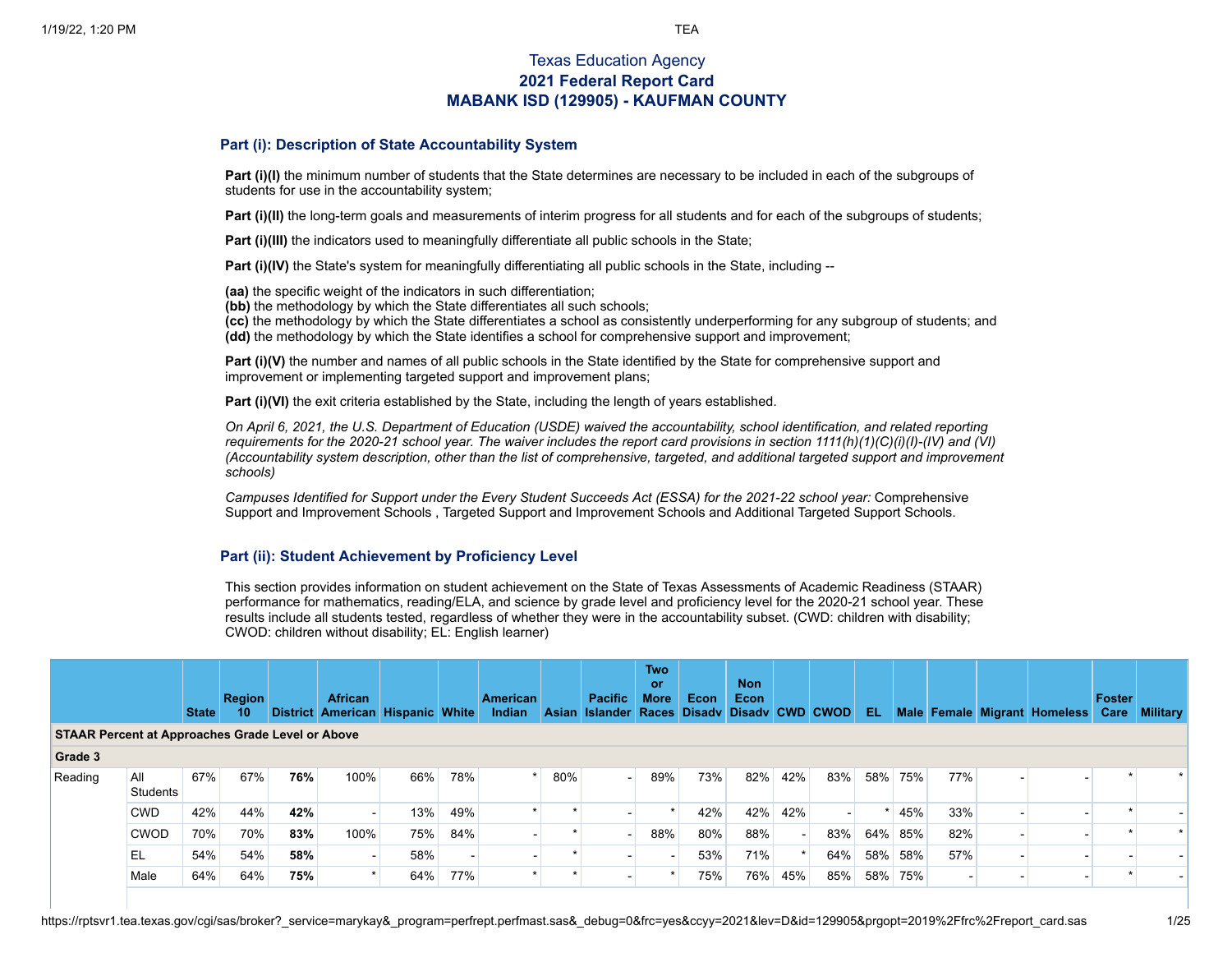Texas Education Agency

**2021 Federal Report Card**

**MABANK ISD (129905) - KAUFMAN COUNTY**

## Part (i): Description of State Accountability System

**Part (i)(I)** the minimum number of students that the State determines are necessary to be included in each of the subgroups of students for use in the accountability system;

**Part (i)(II)** the long-term goals and measurements of interim progress for all students and for each of the subgroups of students;

**Part (i)(III)** the indicators used to meaningfully differentiate all public schools in the State;

**Part (i)(IV)** the State's system for meaningfully differentiating all public schools in the State, including --

**(aa)** the specific weight of the indicators in such differentiation;
**(bb)** the methodology by which the State differentiates all such schools;
**(cc)** the methodology by which the State differentiates a school as consistently underperforming for any subgroup of students; and
**(dd)** the methodology by which the State identifies a school for comprehensive support and improvement;

**Part (i)(V)** the number and names of all public schools in the State identified by the State for comprehensive support and improvement or implementing targeted support and improvement plans;

**Part (i)(VI)** the exit criteria established by the State, including the length of years established.

*On April 6, 2021, the U.S. Department of Education (USDE) waived the accountability, school identification, and related reporting requirements for the 2020-21 school year. The waiver includes the report card provisions in section 1111(h)(1)(C)(i)(I)-(IV) and (VI) (Accountability system description, other than the list of comprehensive, targeted, and additional targeted support and improvement schools)*

*Campuses Identified for Support under the Every Student Succeeds Act (ESSA) for the 2021-22 school year:* Comprehensive Support and Improvement Schools , Targeted Support and Improvement Schools and Additional Targeted Support Schools.

## Part (ii): Student Achievement by Proficiency Level

This section provides information on student achievement on the State of Texas Assessments of Academic Readiness (STAAR) performance for mathematics, reading/ELA, and science by grade level and proficiency level for the 2020-21 school year. These results include all students tested, regardless of whether they were in the accountability subset. (CWD: children with disability; CWOD: children without disability; EL: English learner)

| | | State | Region 10 | District | African American | Hispanic | White | American Indian | Asian | Pacific Islander | Two or More Races | Econ Disadv | Non Econ Disadv | CWD | CWOD | EL | Male | Female | Migrant | Homeless | Foster Care | Military |
|---|---|---|---|---|---|---|---|---|---|---|---|---|---|---|---|---|---|---|---|---|---|---|
| **STAAR Percent at Approaches Grade Level or Above** | | | | | | | | | | | | | | | | | | | | | | |
| **Grade 3** | | | | | | | | | | | | | | | | | | | | | | |
| Reading | All Students | 67% | 67% | **76%** | 100% | 66% | 78% | * | 80% | - | 89% | 73% | 82% | 42% | 83% | 58% | 75% | 77% | - | - | * | * |
| | CWD | 42% | 44% | **42%** | - | 13% | 49% | * | * | - | * | 42% | 42% | 42% | - | * | 45% | 33% | - | - | * | - |
| | CWOD | 70% | 70% | **83%** | 100% | 75% | 84% | - | * | - | 88% | 80% | 88% | - | 83% | 64% | 85% | 82% | - | - | * | * |
| | EL | 54% | 54% | **58%** | - | 58% | - | - | * | - | - | 53% | 71% | * | 64% | 58% | 58% | 57% | - | - | - | - |
| | Male | 64% | 64% | **75%** | * | 64% | 77% | * | * | - | * | 75% | 76% | 45% | 85% | 58% | 75% | - | - | - | * | - |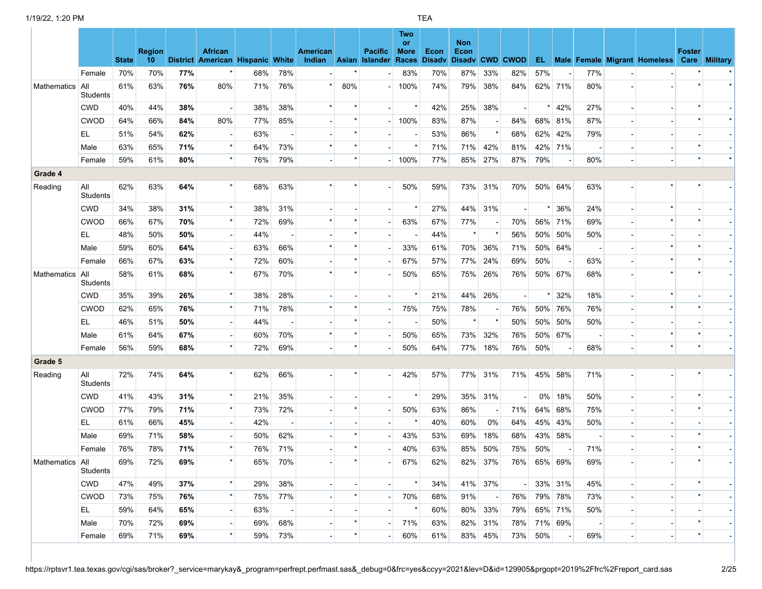| | | State | Region 10 | District | African American | Hispanic | White | American Indian | Asian | Pacific Islander | Two or More Races | Econ Disadv | Non Econ Disadv | CWD | CWOD | EL | Male | Female | Migrant | Homeless | Foster Care | Military |
|---|---|---|---|---|---|---|---|---|---|---|---|---|---|---|---|---|---|---|---|---|---|---|
| | Female | 70% | 70% | **77%** | * | 68% | 78% | - | * | - | 83% | 70% | 87% | 33% | 82% | 57% | - | 77% | - | - | * | * |
| Mathematics | All Students | 61% | 63% | **76%** | 80% | 71% | 76% | * | 80% | - | 100% | 74% | 79% | 38% | 84% | 62% | 71% | 80% | - | - | * | * |
| | CWD | 40% | 44% | **38%** | - | 38% | 38% | * | * | - | * | 42% | 25% | 38% | - | * | 42% | 27% | - | - | * | - |
| | CWOD | 64% | 66% | **84%** | 80% | 77% | 85% | - | * | - | 100% | 83% | 87% | - | 84% | 68% | 81% | 87% | - | - | * | * |
| | EL | 51% | 54% | **62%** | - | 63% | - | - | * | - | - | 53% | 86% | * | 68% | 62% | 42% | 79% | - | - | - | - |
| | Male | 63% | 65% | **71%** | * | 64% | 73% | * | * | - | * | 71% | 71% | 42% | 81% | 42% | 71% | - | - | - | * | - |
| | Female | 59% | 61% | **80%** | * | 76% | 79% | - | * | - | 100% | 77% | 85% | 27% | 87% | 79% | - | 80% | - | - | * | * |
| **Grade 4** | | | | | | | | | | | | | | | | | | | | | | |
| Reading | All Students | 62% | 63% | **64%** | * | 68% | 63% | * | * | - | 50% | 59% | 73% | 31% | 70% | 50% | 64% | 63% | - | * | * | - |
| | CWD | 34% | 38% | **31%** | * | 38% | 31% | - | - | - | * | 27% | 44% | 31% | - | * | 36% | 24% | - | * | - | - |
| | CWOD | 66% | 67% | **70%** | * | 72% | 69% | * | * | - | 63% | 67% | 77% | - | 70% | 56% | 71% | 69% | - | * | * | - |
| | EL | 48% | 50% | **50%** | - | 44% | - | - | * | - | - | 44% | * | * | 56% | 50% | 50% | 50% | - | - | - | - |
| | Male | 59% | 60% | **64%** | - | 63% | 66% | * | * | - | 33% | 61% | 70% | 36% | 71% | 50% | 64% | - | - | * | * | - |
| | Female | 66% | 67% | **63%** | * | 72% | 60% | - | * | - | 67% | 57% | 77% | 24% | 69% | 50% | - | 63% | - | * | * | - |
| Mathematics | All Students | 58% | 61% | **68%** | * | 67% | 70% | * | * | - | 50% | 65% | 75% | 26% | 76% | 50% | 67% | 68% | - | * | * | - |
| | CWD | 35% | 39% | **26%** | * | 38% | 28% | - | - | - | * | 21% | 44% | 26% | - | * | 32% | 18% | - | * | - | - |
| | CWOD | 62% | 65% | **76%** | * | 71% | 78% | * | * | - | 75% | 75% | 78% | - | 76% | 50% | 76% | 76% | - | * | * | - |
| | EL | 46% | 51% | **50%** | - | 44% | - | - | * | - | - | 50% | * | * | 50% | 50% | 50% | 50% | - | - | - | - |
| | Male | 61% | 64% | **67%** | - | 60% | 70% | * | * | - | 50% | 65% | 73% | 32% | 76% | 50% | 67% | - | - | * | * | - |
| | Female | 56% | 59% | **68%** | * | 72% | 69% | - | * | - | 50% | 64% | 77% | 18% | 76% | 50% | - | 68% | - | * | * | - |
| **Grade 5** | | | | | | | | | | | | | | | | | | | | | | |
| Reading | All Students | 72% | 74% | **64%** | * | 62% | 66% | - | * | - | 42% | 57% | 77% | 31% | 71% | 45% | 58% | 71% | - | - | * | - |
| | CWD | 41% | 43% | **31%** | * | 21% | 35% | - | - | - | * | 29% | 35% | 31% | - | 0% | 18% | 50% | - | - | * | - |
| | CWOD | 77% | 79% | **71%** | * | 73% | 72% | - | * | - | 50% | 63% | 86% | - | 71% | 64% | 68% | 75% | - | - | * | - |
| | EL | 61% | 66% | **45%** | - | 42% | - | - | - | - | * | 40% | 60% | 0% | 64% | 45% | 43% | 50% | - | - | - | - |
| | Male | 69% | 71% | **58%** | - | 50% | 62% | - | * | - | 43% | 53% | 69% | 18% | 68% | 43% | 58% | - | - | - | * | - |
| | Female | 76% | 78% | **71%** | * | 76% | 71% | - | * | - | 40% | 63% | 85% | 50% | 75% | 50% | - | 71% | - | - | * | - |
| Mathematics | All Students | 69% | 72% | **69%** | * | 65% | 70% | - | * | - | 67% | 62% | 82% | 37% | 76% | 65% | 69% | 69% | - | - | * | - |
| | CWD | 47% | 49% | **37%** | * | 29% | 38% | - | - | - | * | 34% | 41% | 37% | - | 33% | 31% | 45% | - | - | * | - |
| | CWOD | 73% | 75% | **76%** | * | 75% | 77% | - | * | - | 70% | 68% | 91% | - | 76% | 79% | 78% | 73% | - | - | * | - |
| | EL | 59% | 64% | **65%** | - | 63% | - | - | - | - | * | 60% | 80% | 33% | 79% | 65% | 71% | 50% | - | - | - | - |
| | Male | 70% | 72% | **69%** | - | 69% | 68% | - | * | - | 71% | 63% | 82% | 31% | 78% | 71% | 69% | - | - | - | * | - |
| | Female | 69% | 71% | **69%** | * | 59% | 73% | - | * | - | 60% | 61% | 83% | 45% | 73% | 50% | - | 69% | - | - | * | - |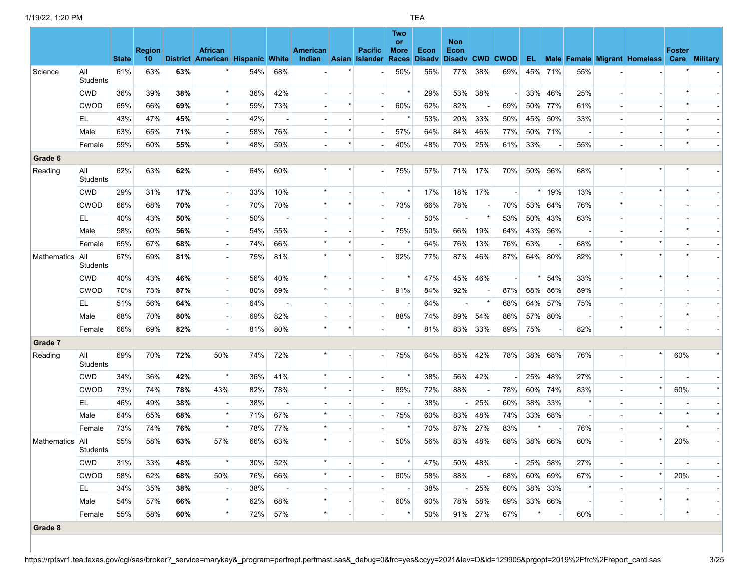| | | State | Region 10 | District | African American | Hispanic | White | American Indian | Asian | Pacific Islander | Two or More Races | Econ Disadv | Non Econ Disadv | CWD | CWOD | EL | Male | Female | Migrant | Homeless | Foster Care | Military |
|---|---|---|---|---|---|---|---|---|---|---|---|---|---|---|---|---|---|---|---|---|---|---|
| Science | All Students | 61% | 63% | **63%** | * | 54% | 68% | - | * | - | 50% | 56% | 77% | 38% | 69% | 45% | 71% | 55% | - | - | * | - |
| | CWD | 36% | 39% | **38%** | * | 36% | 42% | - | - | - | * | 29% | 53% | 38% | - | 33% | 46% | 25% | - | - | * | - |
| | CWOD | 65% | 66% | **69%** | * | 59% | 73% | - | * | - | 60% | 62% | 82% | - | 69% | 50% | 77% | 61% | - | - | * | - |
| | EL | 43% | 47% | **45%** | - | 42% | - | - | - | - | * | 53% | 20% | 33% | 50% | 45% | 50% | 33% | - | - | - | - |
| | Male | 63% | 65% | **71%** | - | 58% | 76% | - | * | - | 57% | 64% | 84% | 46% | 77% | 50% | 71% | - | - | - | * | - |
| | Female | 59% | 60% | **55%** | * | 48% | 59% | - | * | - | 40% | 48% | 70% | 25% | 61% | 33% | - | 55% | - | - | * | - |
| **Grade 6** | | | | | | | | | | | | | | | | | | | | | | |
| Reading | All Students | 62% | 63% | **62%** | - | 64% | 60% | * | * | - | 75% | 57% | 71% | 17% | 70% | 50% | 56% | 68% | * | * | * | - |
| | CWD | 29% | 31% | **17%** | - | 33% | 10% | * | - | - | * | 17% | 18% | 17% | - | * | 19% | 13% | - | * | * | - |
| | CWOD | 66% | 68% | **70%** | - | 70% | 70% | * | * | - | 73% | 66% | 78% | - | 70% | 53% | 64% | 76% | * | - | - | - |
| | EL | 40% | 43% | **50%** | - | 50% | - | - | - | - | - | 50% | - | * | 53% | 50% | 43% | 63% | - | - | - | - |
| | Male | 58% | 60% | **56%** | - | 54% | 55% | - | - | - | 75% | 50% | 66% | 19% | 64% | 43% | 56% | - | - | - | * | - |
| | Female | 65% | 67% | **68%** | - | 74% | 66% | * | * | - | * | 64% | 76% | 13% | 76% | 63% | - | 68% | * | * | - | - |
| Mathematics | All Students | 67% | 69% | **81%** | - | 75% | 81% | * | * | - | 92% | 77% | 87% | 46% | 87% | 64% | 80% | 82% | * | * | * | - |
| | CWD | 40% | 43% | **46%** | - | 56% | 40% | * | - | - | * | 47% | 45% | 46% | - | * | 54% | 33% | - | * | * | - |
| | CWOD | 70% | 73% | **87%** | - | 80% | 89% | * | * | - | 91% | 84% | 92% | - | 87% | 68% | 86% | 89% | * | - | - | - |
| | EL | 51% | 56% | **64%** | - | 64% | - | - | - | - | - | 64% | - | * | 68% | 64% | 57% | 75% | - | - | - | - |
| | Male | 68% | 70% | **80%** | - | 69% | 82% | - | - | - | 88% | 74% | 89% | 54% | 86% | 57% | 80% | - | - | - | * | - |
| | Female | 66% | 69% | **82%** | - | 81% | 80% | * | * | - | * | 81% | 83% | 33% | 89% | 75% | - | 82% | * | * | - | - |
| **Grade 7** | | | | | | | | | | | | | | | | | | | | | | |
| Reading | All Students | 69% | 70% | **72%** | 50% | 74% | 72% | * | - | - | 75% | 64% | 85% | 42% | 78% | 38% | 68% | 76% | - | * | 60% | * |
| | CWD | 34% | 36% | **42%** | * | 36% | 41% | * | - | - | * | 38% | 56% | 42% | - | 25% | 48% | 27% | - | - | - | - |
| | CWOD | 73% | 74% | **78%** | 43% | 82% | 78% | * | - | - | 89% | 72% | 88% | - | 78% | 60% | 74% | 83% | - | * | 60% | * |
| | EL | 46% | 49% | **38%** | - | 38% | - | - | - | - | - | 38% | - | 25% | 60% | 38% | 33% | * | - | - | - | - |
| | Male | 64% | 65% | **68%** | * | 71% | 67% | * | - | - | 75% | 60% | 83% | 48% | 74% | 33% | 68% | - | - | * | * | * |
| | Female | 73% | 74% | **76%** | * | 78% | 77% | * | - | - | * | 70% | 87% | 27% | 83% | * | - | 76% | - | - | * | - |
| Mathematics | All Students | 55% | 58% | **63%** | 57% | 66% | 63% | * | - | - | 50% | 56% | 83% | 48% | 68% | 38% | 66% | 60% | - | * | 20% | - |
| | CWD | 31% | 33% | **48%** | * | 30% | 52% | * | - | - | * | 47% | 50% | 48% | - | 25% | 58% | 27% | - | - | - | - |
| | CWOD | 58% | 62% | **68%** | 50% | 76% | 66% | * | - | - | 60% | 58% | 88% | - | 68% | 60% | 69% | 67% | - | * | 20% | - |
| | EL | 34% | 35% | **38%** | - | 38% | - | - | - | - | - | 38% | - | 25% | 60% | 38% | 33% | * | - | - | - | - |
| | Male | 54% | 57% | **66%** | * | 62% | 68% | * | - | - | 60% | 60% | 78% | 58% | 69% | 33% | 66% | - | - | * | * | - |
| | Female | 55% | 58% | **60%** | * | 72% | 57% | * | - | - | * | 50% | 91% | 27% | 67% | * | - | 60% | - | - | * | - |
| **Grade 8** | | | | | | | | | | | | | | | | | | | | | | |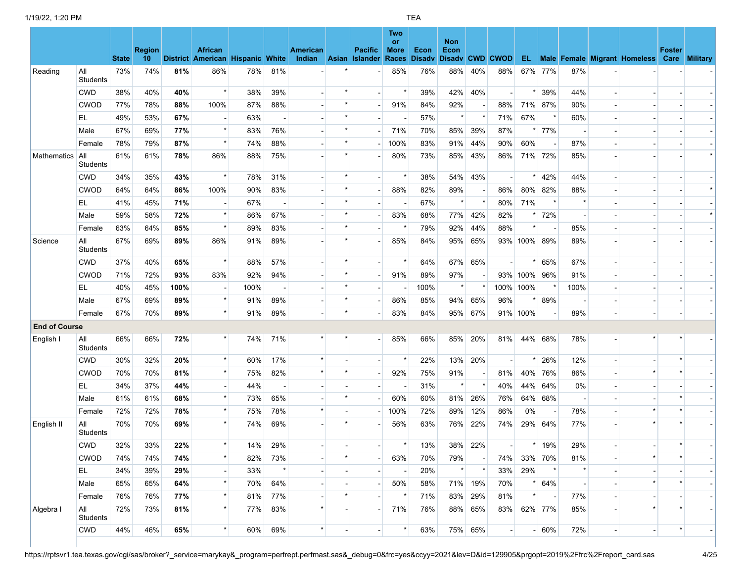| | | State | Region 10 | District | African American | Hispanic | White | American Indian | Asian | Pacific Islander | Two or More Races | Econ Disadv | Non Econ Disadv | CWD | CWOD | EL | Male | Female | Migrant | Homeless | Foster Care | Military |
|---|---|---|---|---|---|---|---|---|---|---|---|---|---|---|---|---|---|---|---|---|---|---|
| Reading | All Students | 73% | 74% | **81%** | 86% | 78% | 81% | - | * | - | 85% | 76% | 88% | 40% | 88% | 67% | 77% | 87% | - | - | - | - |
| | CWD | 38% | 40% | **40%** | * | 38% | 39% | - | * | - | * | 39% | 42% | 40% | - | * | 39% | 44% | - | - | - | - |
| | CWOD | 77% | 78% | **88%** | 100% | 87% | 88% | - | * | - | 91% | 84% | 92% | - | 88% | 71% | 87% | 90% | - | - | - | - |
| | EL | 49% | 53% | **67%** | - | 63% | - | - | * | - | - | 57% | * | * | 71% | 67% | * | 60% | - | - | - | - |
| | Male | 67% | 69% | **77%** | * | 83% | 76% | - | * | - | 71% | 70% | 85% | 39% | 87% | * | 77% | - | - | - | - | - |
| | Female | 78% | 79% | **87%** | * | 74% | 88% | - | * | - | 100% | 83% | 91% | 44% | 90% | 60% | - | 87% | - | - | - | - |
| Mathematics | All Students | 61% | 61% | **78%** | 86% | 88% | 75% | - | * | - | 80% | 73% | 85% | 43% | 86% | 71% | 72% | 85% | - | - | - | * |
| | CWD | 34% | 35% | **43%** | * | 78% | 31% | - | * | - | * | 38% | 54% | 43% | - | * | 42% | 44% | - | - | - | - |
| | CWOD | 64% | 64% | **86%** | 100% | 90% | 83% | - | * | - | 88% | 82% | 89% | - | 86% | 80% | 82% | 88% | - | - | - | * |
| | EL | 41% | 45% | **71%** | - | 67% | - | - | * | - | - | 67% | * | * | 80% | 71% | * | * | - | - | - | - |
| | Male | 59% | 58% | **72%** | * | 86% | 67% | - | * | - | 83% | 68% | 77% | 42% | 82% | * | 72% | - | - | - | - | * |
| | Female | 63% | 64% | **85%** | * | 89% | 83% | - | * | - | * | 79% | 92% | 44% | 88% | * | - | 85% | - | - | - | - |
| Science | All Students | 67% | 69% | **89%** | 86% | 91% | 89% | - | * | - | 85% | 84% | 95% | 65% | 93% | 100% | 89% | 89% | - | - | - | - |
| | CWD | 37% | 40% | **65%** | * | 88% | 57% | - | * | - | * | 64% | 67% | 65% | - | * | 65% | 67% | - | - | - | - |
| | CWOD | 71% | 72% | **93%** | 83% | 92% | 94% | - | * | - | 91% | 89% | 97% | - | 93% | 100% | 96% | 91% | - | - | - | - |
| | EL | 40% | 45% | **100%** | - | 100% | - | - | * | - | - | 100% | * | * | 100% | 100% | * | 100% | - | - | - | - |
| | Male | 67% | 69% | **89%** | * | 91% | 89% | - | * | - | 86% | 85% | 94% | 65% | 96% | * | 89% | - | - | - | - | - |
| | Female | 67% | 70% | **89%** | * | 91% | 89% | - | * | - | 83% | 84% | 95% | 67% | 91% | 100% | - | 89% | - | - | - | - |
| **End of Course** | | | | | | | | | | | | | | | | | | | | | | |
| English I | All Students | 66% | 66% | **72%** | * | 74% | 71% | * | * | - | 85% | 66% | 85% | 20% | 81% | 44% | 68% | 78% | - | * | * | - |
| | CWD | 30% | 32% | **20%** | * | 60% | 17% | * | - | - | * | 22% | 13% | 20% | - | * | 26% | 12% | - | - | * | - |
| | CWOD | 70% | 70% | **81%** | * | 75% | 82% | * | * | - | 92% | 75% | 91% | - | 81% | 40% | 76% | 86% | - | * | * | - |
| | EL | 34% | 37% | **44%** | - | 44% | - | - | - | - | - | 31% | * | * | 40% | 44% | 64% | 0% | - | - | - | - |
| | Male | 61% | 61% | **68%** | * | 73% | 65% | - | * | - | 60% | 60% | 81% | 26% | 76% | 64% | 68% | - | - | - | * | - |
| | Female | 72% | 72% | **78%** | * | 75% | 78% | * | - | - | 100% | 72% | 89% | 12% | 86% | 0% | - | 78% | - | * | * | - |
| English II | All Students | 70% | 70% | **69%** | * | 74% | 69% | - | * | - | 56% | 63% | 76% | 22% | 74% | 29% | 64% | 77% | - | * | * | - |
| | CWD | 32% | 33% | **22%** | * | 14% | 29% | - | - | - | * | 13% | 38% | 22% | - | * | 19% | 29% | - | - | * | - |
| | CWOD | 74% | 74% | **74%** | * | 82% | 73% | - | * | - | 63% | 70% | 79% | - | 74% | 33% | 70% | 81% | - | * | * | - |
| | EL | 34% | 39% | **29%** | - | 33% | * | - | - | - | - | 20% | * | * | 33% | 29% | * | * | - | - | - | - |
| | Male | 65% | 65% | **64%** | * | 70% | 64% | - | - | - | 50% | 58% | 71% | 19% | 70% | * | 64% | - | - | * | * | - |
| | Female | 76% | 76% | **77%** | * | 81% | 77% | - | * | - | * | 71% | 83% | 29% | 81% | * | - | 77% | - | - | - | - |
| Algebra I | All Students | 72% | 73% | **81%** | * | 77% | 83% | * | - | - | 71% | 76% | 88% | 65% | 83% | 62% | 77% | 85% | - | * | * | - |
| | CWD | 44% | 46% | **65%** | * | 60% | 69% | * | - | - | * | 63% | 75% | 65% | - | - | 60% | 72% | - | - | * | - |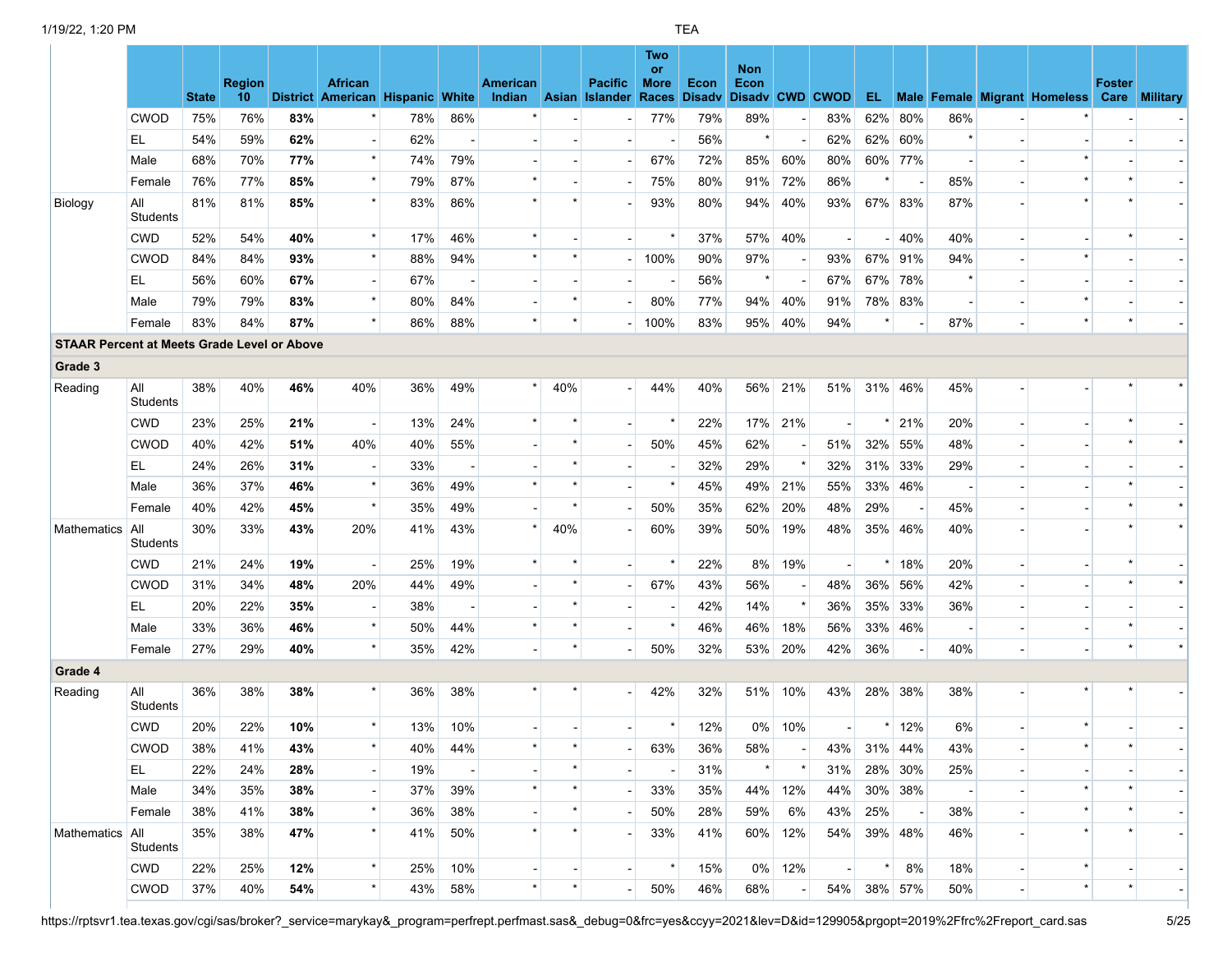| | | State | Region 10 | District | African American | Hispanic | White | American Indian | Asian | Pacific Islander | Two or More Races | Econ Disadv | Non Econ Disadv | CWD | CWOD | EL | Male | Female | Migrant | Homeless | Foster Care | Military |
|---|---|---|---|---|---|---|---|---|---|---|---|---|---|---|---|---|---|---|---|---|---|---|
| | CWOD | 75% | 76% | **83%** | * | 78% | 86% | * | - | - | 77% | 79% | 89% | - | 83% | 62% | 80% | 86% | - | * | - | - |
| | EL | 54% | 59% | **62%** | - | 62% | - | - | - | - | - | 56% | * | - | 62% | 62% | 60% | * | - | - | - | - |
| | Male | 68% | 70% | **77%** | * | 74% | 79% | - | - | - | 67% | 72% | 85% | 60% | 80% | 60% | 77% | - | - | * | - | - |
| | Female | 76% | 77% | **85%** | * | 79% | 87% | * | - | - | 75% | 80% | 91% | 72% | 86% | * | - | 85% | - | * | * | - |
| Biology | All Students | 81% | 81% | **85%** | * | 83% | 86% | * | * | - | 93% | 80% | 94% | 40% | 93% | 67% | 83% | 87% | - | * | * | - |
| | CWD | 52% | 54% | **40%** | * | 17% | 46% | * | - | - | * | 37% | 57% | 40% | - | - | 40% | 40% | - | - | * | - |
| | CWOD | 84% | 84% | **93%** | * | 88% | 94% | * | * | - | 100% | 90% | 97% | - | 93% | 67% | 91% | 94% | - | * | - | - |
| | EL | 56% | 60% | **67%** | - | 67% | - | - | - | - | - | 56% | * | - | 67% | 67% | 78% | * | - | - | - | - |
| | Male | 79% | 79% | **83%** | * | 80% | 84% | - | * | - | 80% | 77% | 94% | 40% | 91% | 78% | 83% | - | - | * | - | - |
| | Female | 83% | 84% | **87%** | * | 86% | 88% | * | * | - | 100% | 83% | 95% | 40% | 94% | * | - | 87% | - | * | * | - |
| **STAAR Percent at Meets Grade Level or Above** | | | | | | | | | | | | | | | | | | | | | | |
| **Grade 3** | | | | | | | | | | | | | | | | | | | | | | |
| Reading | All Students | 38% | 40% | **46%** | 40% | 36% | 49% | * | 40% | - | 44% | 40% | 56% | 21% | 51% | 31% | 46% | 45% | - | - | * | * |
| | CWD | 23% | 25% | **21%** | - | 13% | 24% | * | * | - | * | 22% | 17% | 21% | - | * | 21% | 20% | - | - | * | - |
| | CWOD | 40% | 42% | **51%** | 40% | 40% | 55% | - | * | - | 50% | 45% | 62% | - | 51% | 32% | 55% | 48% | - | - | * | * |
| | EL | 24% | 26% | **31%** | - | 33% | - | - | * | - | - | 32% | 29% | * | 32% | 31% | 33% | 29% | - | - | - | - |
| | Male | 36% | 37% | **46%** | * | 36% | 49% | * | * | - | * | 45% | 49% | 21% | 55% | 33% | 46% | - | - | - | * | - |
| | Female | 40% | 42% | **45%** | * | 35% | 49% | - | * | - | 50% | 35% | 62% | 20% | 48% | 29% | - | 45% | - | - | * | * |
| Mathematics | All Students | 30% | 33% | **43%** | 20% | 41% | 43% | * | 40% | - | 60% | 39% | 50% | 19% | 48% | 35% | 46% | 40% | - | - | * | * |
| | CWD | 21% | 24% | **19%** | - | 25% | 19% | * | * | - | * | 22% | 8% | 19% | - | * | 18% | 20% | - | - | * | - |
| | CWOD | 31% | 34% | **48%** | 20% | 44% | 49% | - | * | - | 67% | 43% | 56% | - | 48% | 36% | 56% | 42% | - | - | * | * |
| | EL | 20% | 22% | **35%** | - | 38% | - | - | * | - | - | 42% | 14% | * | 36% | 35% | 33% | 36% | - | - | - | - |
| | Male | 33% | 36% | **46%** | * | 50% | 44% | * | * | - | * | 46% | 46% | 18% | 56% | 33% | 46% | - | - | - | * | - |
| | Female | 27% | 29% | **40%** | * | 35% | 42% | - | * | - | 50% | 32% | 53% | 20% | 42% | 36% | - | 40% | - | - | * | * |
| **Grade 4** | | | | | | | | | | | | | | | | | | | | | | |
| Reading | All Students | 36% | 38% | **38%** | * | 36% | 38% | * | * | - | 42% | 32% | 51% | 10% | 43% | 28% | 38% | 38% | - | * | * | - |
| | CWD | 20% | 22% | **10%** | * | 13% | 10% | - | - | - | * | 12% | 0% | 10% | - | * | 12% | 6% | - | * | - | - |
| | CWOD | 38% | 41% | **43%** | * | 40% | 44% | * | * | - | 63% | 36% | 58% | - | 43% | 31% | 44% | 43% | - | * | * | - |
| | EL | 22% | 24% | **28%** | - | 19% | - | - | * | - | - | 31% | * | * | 31% | 28% | 30% | 25% | - | - | - | - |
| | Male | 34% | 35% | **38%** | - | 37% | 39% | * | * | - | 33% | 35% | 44% | 12% | 44% | 30% | 38% | - | - | * | * | - |
| | Female | 38% | 41% | **38%** | * | 36% | 38% | - | * | - | 50% | 28% | 59% | 6% | 43% | 25% | - | 38% | - | * | * | - |
| Mathematics | All Students | 35% | 38% | **47%** | * | 41% | 50% | * | * | - | 33% | 41% | 60% | 12% | 54% | 39% | 48% | 46% | - | * | * | - |
| | CWD | 22% | 25% | **12%** | * | 25% | 10% | - | - | - | * | 15% | 0% | 12% | - | * | 8% | 18% | - | * | - | - |
| | CWOD | 37% | 40% | **54%** | * | 43% | 58% | * | * | - | 50% | 46% | 68% | - | 54% | 38% | 57% | 50% | - | * | * | - |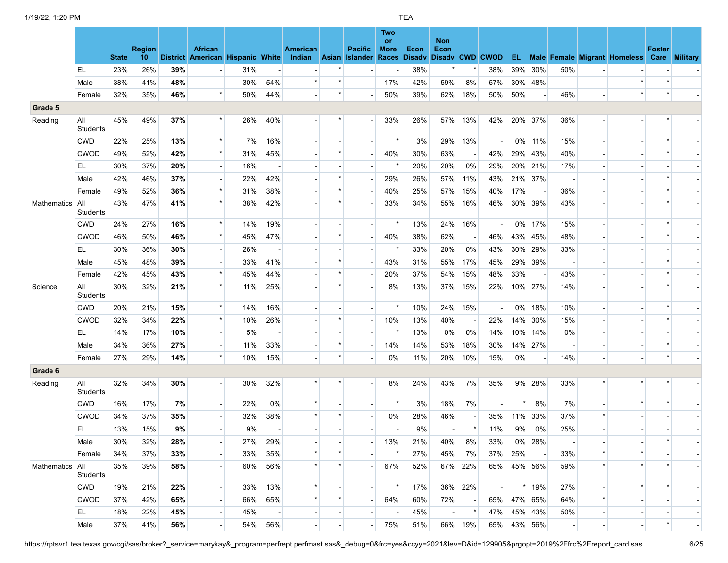| | | State | Region 10 | District | African American | Hispanic | White | American Indian | Asian | Pacific Islander | Two or More Races | Econ Disadv | Non Econ Disadv | CWD | CWOD | EL | Male | Female | Migrant | Homeless | Foster Care | Military |
|---|---|---|---|---|---|---|---|---|---|---|---|---|---|---|---|---|---|---|---|---|---|---|
| | EL | 23% | 26% | **39%** | - | 31% | - | - | * | - | - | 38% | * | * | 38% | 39% | 30% | 50% | - | - | - | - |
| | Male | 38% | 41% | **48%** | - | 30% | 54% | * | * | - | 17% | 42% | 59% | 8% | 57% | 30% | 48% | - | - | * | * | - |
| | Female | 32% | 35% | **46%** | * | 50% | 44% | - | * | - | 50% | 39% | 62% | 18% | 50% | 50% | - | 46% | - | * | * | - |
| **Grade 5** | | | | | | | | | | | | | | | | | | | | | | |
| Reading | All Students | 45% | 49% | **37%** | * | 26% | 40% | - | * | - | 33% | 26% | 57% | 13% | 42% | 20% | 37% | 36% | - | - | * | - |
| | CWD | 22% | 25% | **13%** | * | 7% | 16% | - | - | - | * | 3% | 29% | 13% | - | 0% | 11% | 15% | - | - | * | - |
| | CWOD | 49% | 52% | **42%** | * | 31% | 45% | - | * | - | 40% | 30% | 63% | - | 42% | 29% | 43% | 40% | - | - | * | - |
| | EL | 30% | 37% | **20%** | - | 16% | - | - | - | - | * | 20% | 20% | 0% | 29% | 20% | 21% | 17% | - | - | - | - |
| | Male | 42% | 46% | **37%** | - | 22% | 42% | - | * | - | 29% | 26% | 57% | 11% | 43% | 21% | 37% | - | - | - | * | - |
| | Female | 49% | 52% | **36%** | * | 31% | 38% | - | * | - | 40% | 25% | 57% | 15% | 40% | 17% | - | 36% | - | - | * | - |
| Mathematics | All Students | 43% | 47% | **41%** | * | 38% | 42% | - | * | - | 33% | 34% | 55% | 16% | 46% | 30% | 39% | 43% | - | - | * | - |
| | CWD | 24% | 27% | **16%** | * | 14% | 19% | - | - | - | * | 13% | 24% | 16% | - | 0% | 17% | 15% | - | - | * | - |
| | CWOD | 46% | 50% | **46%** | * | 45% | 47% | - | * | - | 40% | 38% | 62% | - | 46% | 43% | 45% | 48% | - | - | * | - |
| | EL | 30% | 36% | **30%** | - | 26% | - | - | - | - | * | 33% | 20% | 0% | 43% | 30% | 29% | 33% | - | - | - | - |
| | Male | 45% | 48% | **39%** | - | 33% | 41% | - | * | - | 43% | 31% | 55% | 17% | 45% | 29% | 39% | - | - | - | * | - |
| | Female | 42% | 45% | **43%** | * | 45% | 44% | - | * | - | 20% | 37% | 54% | 15% | 48% | 33% | - | 43% | - | - | * | - |
| Science | All Students | 30% | 32% | **21%** | * | 11% | 25% | - | * | - | 8% | 13% | 37% | 15% | 22% | 10% | 27% | 14% | - | - | * | - |
| | CWD | 20% | 21% | **15%** | * | 14% | 16% | - | - | - | * | 10% | 24% | 15% | - | 0% | 18% | 10% | - | - | * | - |
| | CWOD | 32% | 34% | **22%** | * | 10% | 26% | - | * | - | 10% | 13% | 40% | - | 22% | 14% | 30% | 15% | - | - | * | - |
| | EL | 14% | 17% | **10%** | - | 5% | - | - | - | - | * | 13% | 0% | 0% | 14% | 10% | 14% | 0% | - | - | - | - |
| | Male | 34% | 36% | **27%** | - | 11% | 33% | - | * | - | 14% | 14% | 53% | 18% | 30% | 14% | 27% | - | - | - | * | - |
| | Female | 27% | 29% | **14%** | * | 10% | 15% | - | * | - | 0% | 11% | 20% | 10% | 15% | 0% | - | 14% | - | - | * | - |
| **Grade 6** | | | | | | | | | | | | | | | | | | | | | | |
| Reading | All Students | 32% | 34% | **30%** | - | 30% | 32% | * | * | - | 8% | 24% | 43% | 7% | 35% | 9% | 28% | 33% | * | * | * | - |
| | CWD | 16% | 17% | **7%** | - | 22% | 0% | * | - | - | * | 3% | 18% | 7% | - | * | 8% | 7% | - | * | * | - |
| | CWOD | 34% | 37% | **35%** | - | 32% | 38% | * | * | - | 0% | 28% | 46% | - | 35% | 11% | 33% | 37% | * | - | - | - |
| | EL | 13% | 15% | **9%** | - | 9% | - | - | - | - | - | 9% | - | * | 11% | 9% | 0% | 25% | - | - | - | - |
| | Male | 30% | 32% | **28%** | - | 27% | 29% | - | - | - | 13% | 21% | 40% | 8% | 33% | 0% | 28% | - | - | - | * | - |
| | Female | 34% | 37% | **33%** | - | 33% | 35% | * | * | - | * | 27% | 45% | 7% | 37% | 25% | - | 33% | * | * | - | - |
| Mathematics | All Students | 35% | 39% | **58%** | - | 60% | 56% | * | * | - | 67% | 52% | 67% | 22% | 65% | 45% | 56% | 59% | * | * | * | - |
| | CWD | 19% | 21% | **22%** | - | 33% | 13% | * | - | - | * | 17% | 36% | 22% | - | * | 19% | 27% | - | * | * | - |
| | CWOD | 37% | 42% | **65%** | - | 66% | 65% | * | * | - | 64% | 60% | 72% | - | 65% | 47% | 65% | 64% | * | - | - | - |
| | EL | 18% | 22% | **45%** | - | 45% | - | - | - | - | - | 45% | - | * | 47% | 45% | 43% | 50% | - | - | - | - |
| | Male | 37% | 41% | **56%** | - | 54% | 56% | - | - | - | 75% | 51% | 66% | 19% | 65% | 43% | 56% | - | - | - | * | - |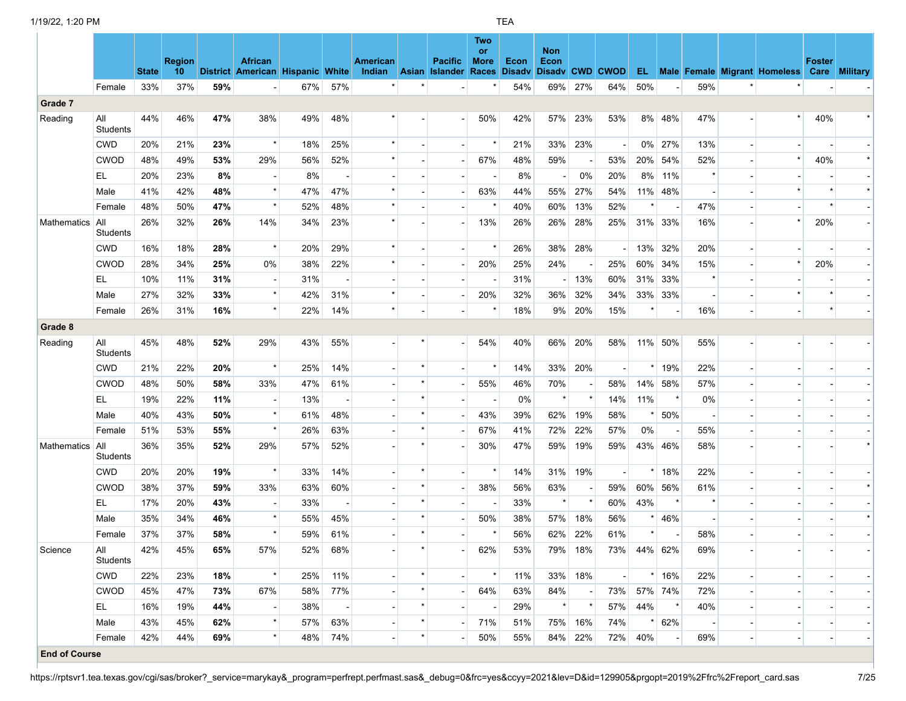| | | State | Region 10 | District | African American | Hispanic | White | American Indian | Asian | Pacific Islander | Two or More Races | Econ Disadv | Non Econ Disadv | CWD | CWOD | EL | Male | Female | Migrant | Homeless | Foster Care | Military |
|---|---|---|---|---|---|---|---|---|---|---|---|---|---|---|---|---|---|---|---|---|---|---|
| | Female | 33% | 37% | **59%** | - | 67% | 57% | * | * | - | * | 54% | 69% | 27% | 64% | 50% | - | 59% | * | * | - | - |
| **Grade 7** | | | | | | | | | | | | | | | | | | | | | | |
| Reading | All Students | 44% | 46% | **47%** | 38% | 49% | 48% | * | - | - | 50% | 42% | 57% | 23% | 53% | 8% | 48% | 47% | - | * | 40% | * |
| | CWD | 20% | 21% | **23%** | * | 18% | 25% | * | - | - | * | 21% | 33% | 23% | - | 0% | 27% | 13% | - | - | - | - |
| | CWOD | 48% | 49% | **53%** | 29% | 56% | 52% | * | - | - | 67% | 48% | 59% | - | 53% | 20% | 54% | 52% | - | * | 40% | * |
| | EL | 20% | 23% | **8%** | - | 8% | - | - | - | - | - | 8% | - | 0% | 20% | 8% | 11% | * | - | - | - | - |
| | Male | 41% | 42% | **48%** | * | 47% | 47% | * | - | - | 63% | 44% | 55% | 27% | 54% | 11% | 48% | - | - | * | * | * |
| | Female | 48% | 50% | **47%** | * | 52% | 48% | * | - | - | * | 40% | 60% | 13% | 52% | * | - | 47% | - | - | * | - |
| Mathematics | All Students | 26% | 32% | **26%** | 14% | 34% | 23% | * | - | - | 13% | 26% | 26% | 28% | 25% | 31% | 33% | 16% | - | * | 20% | - |
| | CWD | 16% | 18% | **28%** | * | 20% | 29% | * | - | - | * | 26% | 38% | 28% | - | 13% | 32% | 20% | - | - | - | - |
| | CWOD | 28% | 34% | **25%** | 0% | 38% | 22% | * | - | - | 20% | 25% | 24% | - | 25% | 60% | 34% | 15% | - | * | 20% | - |
| | EL | 10% | 11% | **31%** | - | 31% | - | - | - | - | - | 31% | - | 13% | 60% | 31% | 33% | * | - | - | - | - |
| | Male | 27% | 32% | **33%** | * | 42% | 31% | * | - | - | 20% | 32% | 36% | 32% | 34% | 33% | 33% | - | - | * | * | - |
| | Female | 26% | 31% | **16%** | * | 22% | 14% | * | - | - | * | 18% | 9% | 20% | 15% | * | - | 16% | - | - | * | - |
| **Grade 8** | | | | | | | | | | | | | | | | | | | | | | |
| Reading | All Students | 45% | 48% | **52%** | 29% | 43% | 55% | - | * | - | 54% | 40% | 66% | 20% | 58% | 11% | 50% | 55% | - | - | - | - |
| | CWD | 21% | 22% | **20%** | * | 25% | 14% | - | * | - | * | 14% | 33% | 20% | - | * | 19% | 22% | - | - | - | - |
| | CWOD | 48% | 50% | **58%** | 33% | 47% | 61% | - | * | - | 55% | 46% | 70% | - | 58% | 14% | 58% | 57% | - | - | - | - |
| | EL | 19% | 22% | **11%** | - | 13% | - | - | * | - | - | 0% | * | * | 14% | 11% | * | 0% | - | - | - | - |
| | Male | 40% | 43% | **50%** | * | 61% | 48% | - | * | - | 43% | 39% | 62% | 19% | 58% | * | 50% | - | - | - | - | - |
| | Female | 51% | 53% | **55%** | * | 26% | 63% | - | * | - | 67% | 41% | 72% | 22% | 57% | 0% | - | 55% | - | - | - | - |
| Mathematics | All Students | 36% | 35% | **52%** | 29% | 57% | 52% | - | * | - | 30% | 47% | 59% | 19% | 59% | 43% | 46% | 58% | - | - | - | * |
| | CWD | 20% | 20% | **19%** | * | 33% | 14% | - | * | - | * | 14% | 31% | 19% | - | * | 18% | 22% | - | - | - | - |
| | CWOD | 38% | 37% | **59%** | 33% | 63% | 60% | - | * | - | 38% | 56% | 63% | - | 59% | 60% | 56% | 61% | - | - | - | * |
| | EL | 17% | 20% | **43%** | - | 33% | - | - | * | - | - | 33% | * | * | 60% | 43% | * | * | - | - | - | - |
| | Male | 35% | 34% | **46%** | * | 55% | 45% | - | * | - | 50% | 38% | 57% | 18% | 56% | * | 46% | - | - | - | - | * |
| | Female | 37% | 37% | **58%** | * | 59% | 61% | - | * | - | * | 56% | 62% | 22% | 61% | * | - | 58% | - | - | - | - |
| Science | All Students | 42% | 45% | **65%** | 57% | 52% | 68% | - | * | - | 62% | 53% | 79% | 18% | 73% | 44% | 62% | 69% | - | - | - | - |
| | CWD | 22% | 23% | **18%** | * | 25% | 11% | - | * | - | * | 11% | 33% | 18% | - | * | 16% | 22% | - | - | - | - |
| | CWOD | 45% | 47% | **73%** | 67% | 58% | 77% | - | * | - | 64% | 63% | 84% | - | 73% | 57% | 74% | 72% | - | - | - | - |
| | EL | 16% | 19% | **44%** | - | 38% | - | - | * | - | - | 29% | * | * | 57% | 44% | * | 40% | - | - | - | - |
| | Male | 43% | 45% | **62%** | * | 57% | 63% | - | * | - | 71% | 51% | 75% | 16% | 74% | * | 62% | - | - | - | - | - |
| | Female | 42% | 44% | **69%** | * | 48% | 74% | - | * | - | 50% | 55% | 84% | 22% | 72% | 40% | - | 69% | - | - | - | - |
| **End of Course** | | | | | | | | | | | | | | | | | | | | | | |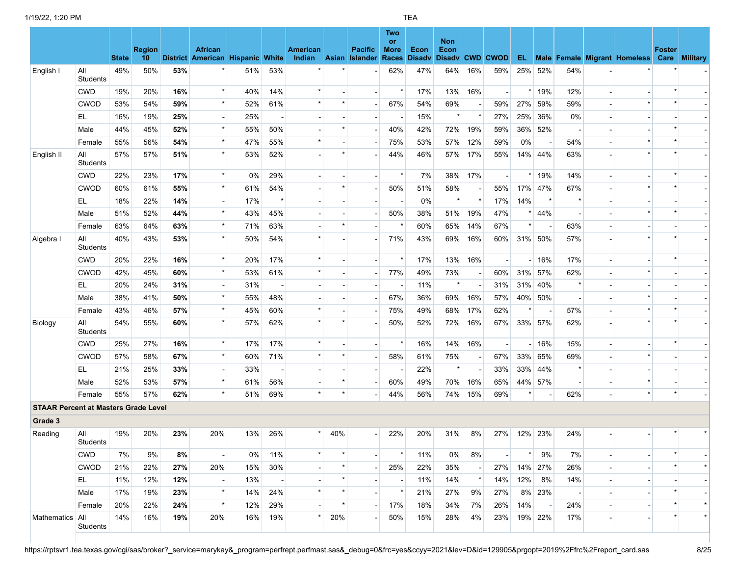| | | State | Region 10 | District | African American | Hispanic | White | American Indian | Asian | Pacific Islander | Two or More Races | Econ Disadv | Non Econ Disadv | CWD | CWOD | EL | Male | Female | Migrant | Homeless | Foster Care | Military |
|---|---|---|---|---|---|---|---|---|---|---|---|---|---|---|---|---|---|---|---|---|---|---|
| English I | All Students | 49% | 50% | **53%** | * | 51% | 53% | * | * | - | 62% | 47% | 64% | 16% | 59% | 25% | 52% | 54% | - | * | * | - |
| | CWD | 19% | 20% | **16%** | * | 40% | 14% | * | - | - | * | 17% | 13% | 16% | - | * | 19% | 12% | - | - | * | - |
| | CWOD | 53% | 54% | **59%** | * | 52% | 61% | * | * | - | 67% | 54% | 69% | - | 59% | 27% | 59% | 59% | - | * | * | - |
| | EL | 16% | 19% | **25%** | - | 25% | - | - | - | - | - | 15% | * | * | 27% | 25% | 36% | 0% | - | - | - | - |
| | Male | 44% | 45% | **52%** | * | 55% | 50% | - | * | - | 40% | 42% | 72% | 19% | 59% | 36% | 52% | - | - | - | * | - |
| | Female | 55% | 56% | **54%** | * | 47% | 55% | * | - | - | 75% | 53% | 57% | 12% | 59% | 0% | - | 54% | - | * | * | - |
| English II | All Students | 57% | 57% | **51%** | * | 53% | 52% | - | * | - | 44% | 46% | 57% | 17% | 55% | 14% | 44% | 63% | - | * | * | - |
| | CWD | 22% | 23% | **17%** | * | 0% | 29% | - | - | - | * | 7% | 38% | 17% | - | * | 19% | 14% | - | - | * | - |
| | CWOD | 60% | 61% | **55%** | * | 61% | 54% | - | * | - | 50% | 51% | 58% | - | 55% | 17% | 47% | 67% | - | * | * | - |
| | EL | 18% | 22% | **14%** | - | 17% | * | - | - | - | - | 0% | * | * | 17% | 14% | * | * | - | - | - | - |
| | Male | 51% | 52% | **44%** | * | 43% | 45% | - | - | - | 50% | 38% | 51% | 19% | 47% | * | 44% | - | - | * | * | - |
| | Female | 63% | 64% | **63%** | * | 71% | 63% | - | * | - | * | 60% | 65% | 14% | 67% | * | - | 63% | - | - | - | - |
| Algebra I | All Students | 40% | 43% | **53%** | * | 50% | 54% | * | - | - | 71% | 43% | 69% | 16% | 60% | 31% | 50% | 57% | - | * | * | - |
| | CWD | 20% | 22% | **16%** | * | 20% | 17% | * | - | - | * | 17% | 13% | 16% | - | - | 16% | 17% | - | - | * | - |
| | CWOD | 42% | 45% | **60%** | * | 53% | 61% | * | - | - | 77% | 49% | 73% | - | 60% | 31% | 57% | 62% | - | * | - | - |
| | EL | 20% | 24% | **31%** | - | 31% | - | - | - | - | - | 11% | * | - | 31% | 31% | 40% | * | - | - | - | - |
| | Male | 38% | 41% | **50%** | * | 55% | 48% | - | - | - | 67% | 36% | 69% | 16% | 57% | 40% | 50% | - | - | * | - | - |
| | Female | 43% | 46% | **57%** | * | 45% | 60% | * | - | - | 75% | 49% | 68% | 17% | 62% | * | - | 57% | - | * | * | - |
| Biology | All Students | 54% | 55% | **60%** | * | 57% | 62% | * | * | - | 50% | 52% | 72% | 16% | 67% | 33% | 57% | 62% | - | * | * | - |
| | CWD | 25% | 27% | **16%** | * | 17% | 17% | * | - | - | * | 16% | 14% | 16% | - | - | 16% | 15% | - | - | * | - |
| | CWOD | 57% | 58% | **67%** | * | 60% | 71% | * | * | - | 58% | 61% | 75% | - | 67% | 33% | 65% | 69% | - | * | - | - |
| | EL | 21% | 25% | **33%** | - | 33% | - | - | - | - | - | 22% | * | - | 33% | 33% | 44% | * | - | - | - | - |
| | Male | 52% | 53% | **57%** | * | 61% | 56% | - | * | - | 60% | 49% | 70% | 16% | 65% | 44% | 57% | - | - | * | - | - |
| | Female | 55% | 57% | **62%** | * | 51% | 69% | * | * | - | 44% | 56% | 74% | 15% | 69% | * | - | 62% | - | * | * | - |
| **STAAR Percent at Masters Grade Level** | | | | | | | | | | | | | | | | | | | | | | |
| **Grade 3** | | | | | | | | | | | | | | | | | | | | | | |
| Reading | All Students | 19% | 20% | **23%** | 20% | 13% | 26% | * | 40% | - | 22% | 20% | 31% | 8% | 27% | 12% | 23% | 24% | - | - | * | * |
| | CWD | 7% | 9% | **8%** | - | 0% | 11% | * | * | - | * | 11% | 0% | 8% | - | * | 9% | 7% | - | - | * | - |
| | CWOD | 21% | 22% | **27%** | 20% | 15% | 30% | - | * | - | 25% | 22% | 35% | - | 27% | 14% | 27% | 26% | - | - | * | * |
| | EL | 11% | 12% | **12%** | - | 13% | - | - | * | - | - | 11% | 14% | * | 14% | 12% | 8% | 14% | - | - | - | - |
| | Male | 17% | 19% | **23%** | * | 14% | 24% | * | * | - | * | 21% | 27% | 9% | 27% | 8% | 23% | - | - | - | * | - |
| | Female | 20% | 22% | **24%** | * | 12% | 29% | - | * | - | 17% | 18% | 34% | 7% | 26% | 14% | - | 24% | - | - | * | * |
| Mathematics | All Students | 14% | 16% | **19%** | 20% | 16% | 19% | * | 20% | - | 50% | 15% | 28% | 4% | 23% | 19% | 22% | 17% | - | - | * | * |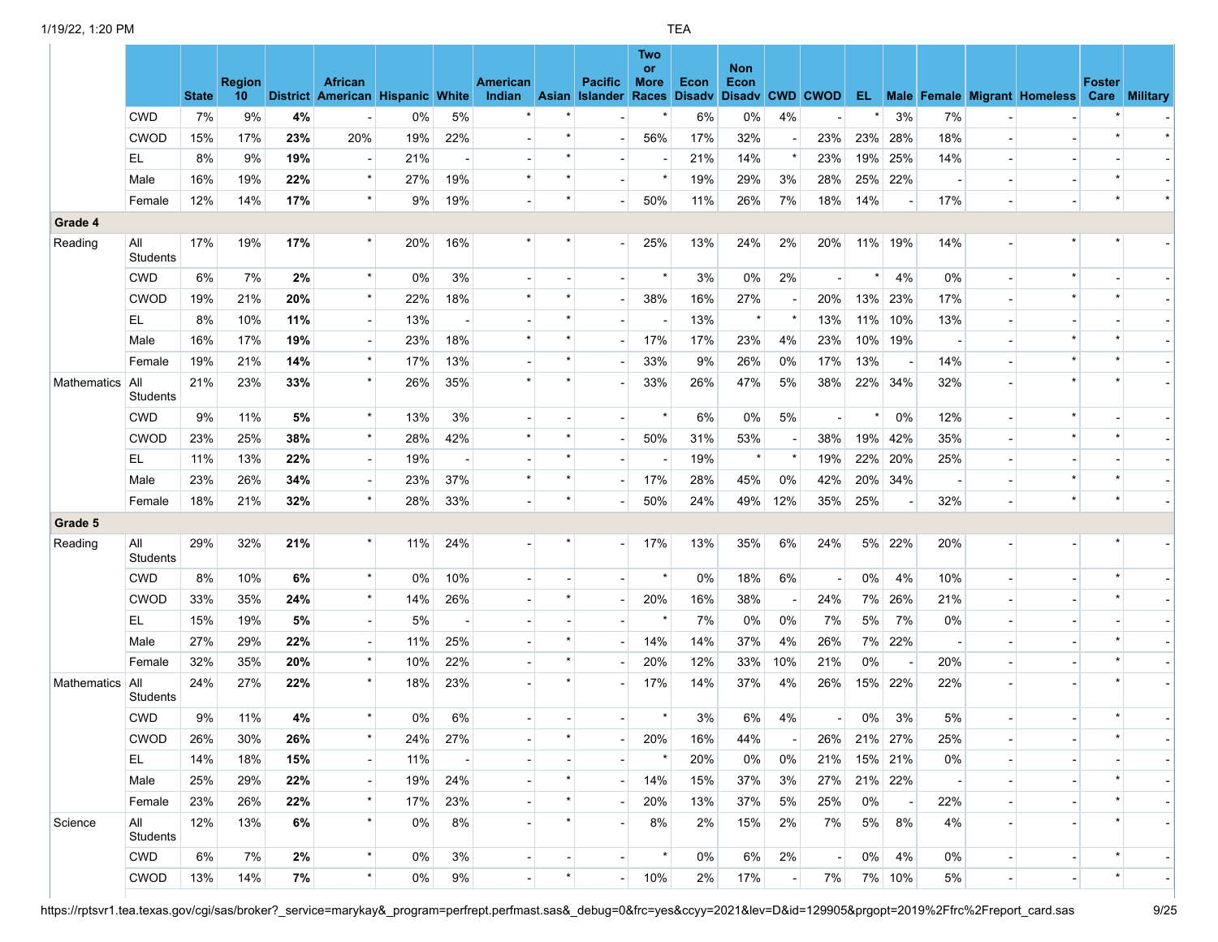| | | State | Region 10 | District | African American | Hispanic | White | American Indian | Asian | Pacific Islander | Two or More Races | Econ Disadv | Non Econ Disadv | CWD | CWOD | EL | Male | Female | Migrant | Homeless | Foster Care | Military |
|---|---|---|---|---|---|---|---|---|---|---|---|---|---|---|---|---|---|---|---|---|---|---|
| | CWD | 7% | 9% | **4%** | - | 0% | 5% | * | * | - | * | 6% | 0% | 4% | - | * | 3% | 7% | - | - | * | - |
| | CWOD | 15% | 17% | **23%** | 20% | 19% | 22% | - | * | - | 56% | 17% | 32% | - | 23% | 23% | 28% | 18% | - | - | * | * |
| | EL | 8% | 9% | **19%** | - | 21% | - | - | * | - | - | 21% | 14% | * | 23% | 19% | 25% | 14% | - | - | - | - |
| | Male | 16% | 19% | **22%** | * | 27% | 19% | * | * | - | * | 19% | 29% | 3% | 28% | 25% | 22% | - | - | - | * | - |
| | Female | 12% | 14% | **17%** | * | 9% | 19% | - | * | - | 50% | 11% | 26% | 7% | 18% | 14% | - | 17% | - | - | * | * |
| **Grade 4** | | | | | | | | | | | | | | | | | | | | | | |
| Reading | All Students | 17% | 19% | **17%** | * | 20% | 16% | * | * | - | 25% | 13% | 24% | 2% | 20% | 11% | 19% | 14% | - | * | * | - |
| | CWD | 6% | 7% | **2%** | * | 0% | 3% | - | - | - | * | 3% | 0% | 2% | - | * | 4% | 0% | - | * | - | - |
| | CWOD | 19% | 21% | **20%** | * | 22% | 18% | * | * | - | 38% | 16% | 27% | - | 20% | 13% | 23% | 17% | - | * | * | - |
| | EL | 8% | 10% | **11%** | - | 13% | - | - | * | - | - | 13% | * | * | 13% | 11% | 10% | 13% | - | - | - | - |
| | Male | 16% | 17% | **19%** | - | 23% | 18% | * | * | - | 17% | 17% | 23% | 4% | 23% | 10% | 19% | - | - | * | * | - |
| | Female | 19% | 21% | **14%** | * | 17% | 13% | - | * | - | 33% | 9% | 26% | 0% | 17% | 13% | - | 14% | - | * | * | - |
| Mathematics | All Students | 21% | 23% | **33%** | * | 26% | 35% | * | * | - | 33% | 26% | 47% | 5% | 38% | 22% | 34% | 32% | - | * | * | - |
| | CWD | 9% | 11% | **5%** | * | 13% | 3% | - | - | - | * | 6% | 0% | 5% | - | * | 0% | 12% | - | * | - | - |
| | CWOD | 23% | 25% | **38%** | * | 28% | 42% | * | * | - | 50% | 31% | 53% | - | 38% | 19% | 42% | 35% | - | * | * | - |
| | EL | 11% | 13% | **22%** | - | 19% | - | - | * | - | - | 19% | * | * | 19% | 22% | 20% | 25% | - | - | - | - |
| | Male | 23% | 26% | **34%** | - | 23% | 37% | * | * | - | 17% | 28% | 45% | 0% | 42% | 20% | 34% | - | - | * | * | - |
| | Female | 18% | 21% | **32%** | * | 28% | 33% | - | * | - | 50% | 24% | 49% | 12% | 35% | 25% | - | 32% | - | * | * | - |
| **Grade 5** | | | | | | | | | | | | | | | | | | | | | | |
| Reading | All Students | 29% | 32% | **21%** | * | 11% | 24% | - | * | - | 17% | 13% | 35% | 6% | 24% | 5% | 22% | 20% | - | - | * | - |
| | CWD | 8% | 10% | **6%** | * | 0% | 10% | - | - | - | * | 0% | 18% | 6% | - | 0% | 4% | 10% | - | - | * | - |
| | CWOD | 33% | 35% | **24%** | * | 14% | 26% | - | * | - | 20% | 16% | 38% | - | 24% | 7% | 26% | 21% | - | - | * | - |
| | EL | 15% | 19% | **5%** | - | 5% | - | - | - | - | * | 7% | 0% | 0% | 7% | 5% | 7% | 0% | - | - | - | - |
| | Male | 27% | 29% | **22%** | - | 11% | 25% | - | * | - | 14% | 14% | 37% | 4% | 26% | 7% | 22% | - | - | - | * | - |
| | Female | 32% | 35% | **20%** | * | 10% | 22% | - | * | - | 20% | 12% | 33% | 10% | 21% | 0% | - | 20% | - | - | * | - |
| Mathematics | All Students | 24% | 27% | **22%** | * | 18% | 23% | - | * | - | 17% | 14% | 37% | 4% | 26% | 15% | 22% | 22% | - | - | * | - |
| | CWD | 9% | 11% | **4%** | * | 0% | 6% | - | - | - | * | 3% | 6% | 4% | - | 0% | 3% | 5% | - | - | * | - |
| | CWOD | 26% | 30% | **26%** | * | 24% | 27% | - | * | - | 20% | 16% | 44% | - | 26% | 21% | 27% | 25% | - | - | * | - |
| | EL | 14% | 18% | **15%** | - | 11% | - | - | - | - | * | 20% | 0% | 0% | 21% | 15% | 21% | 0% | - | - | - | - |
| | Male | 25% | 29% | **22%** | - | 19% | 24% | - | * | - | 14% | 15% | 37% | 3% | 27% | 21% | 22% | - | - | - | * | - |
| | Female | 23% | 26% | **22%** | * | 17% | 23% | - | * | - | 20% | 13% | 37% | 5% | 25% | 0% | - | 22% | - | - | * | - |
| Science | All Students | 12% | 13% | **6%** | * | 0% | 8% | - | * | - | 8% | 2% | 15% | 2% | 7% | 5% | 8% | 4% | - | - | * | - |
| | CWD | 6% | 7% | **2%** | * | 0% | 3% | - | - | - | * | 0% | 6% | 2% | - | 0% | 4% | 0% | - | - | * | - |
| | CWOD | 13% | 14% | **7%** | * | 0% | 9% | - | * | - | 10% | 2% | 17% | - | 7% | 7% | 10% | 5% | - | - | * | - |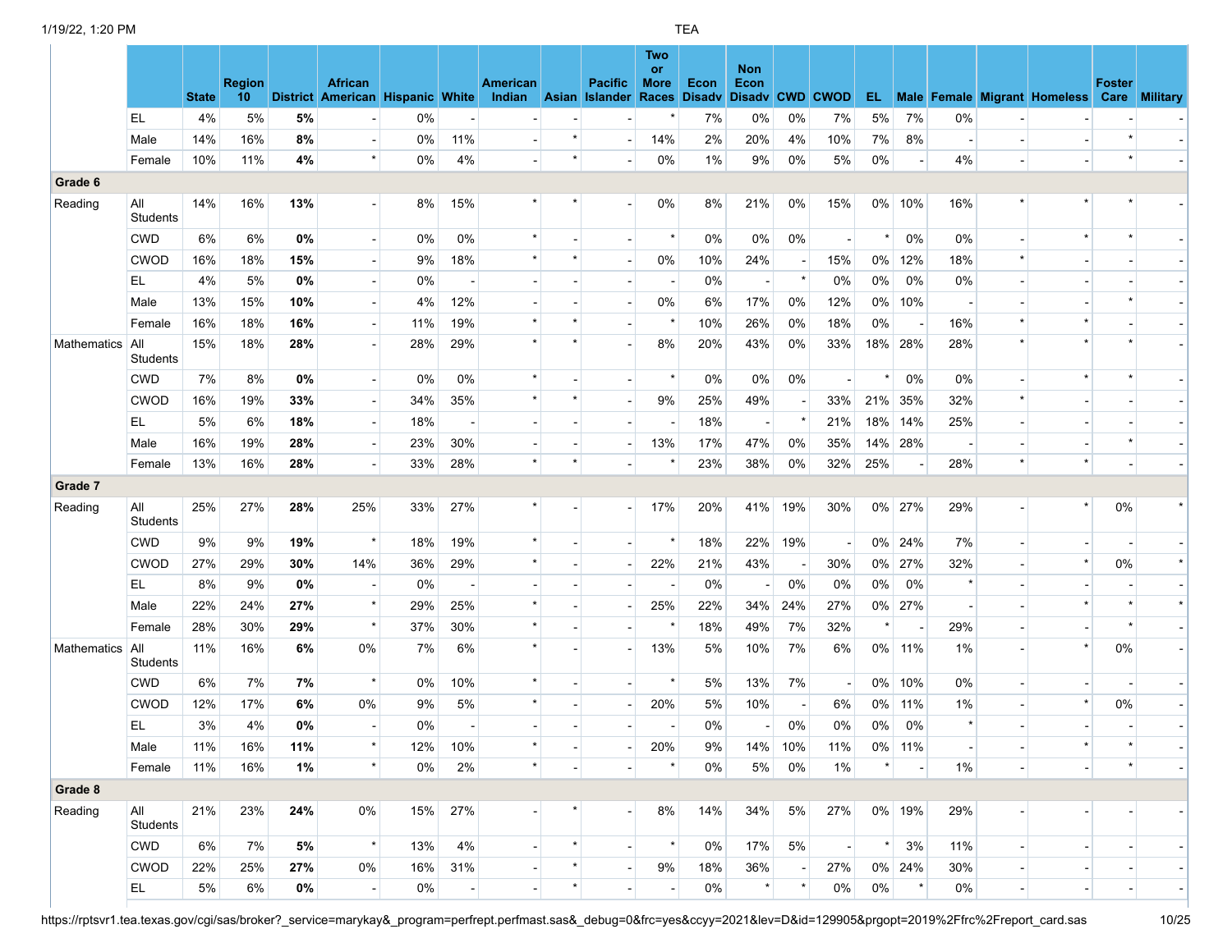| | | State | Region 10 | District | African American | Hispanic | White | American Indian | Asian | Pacific Islander | Two or More Races | Econ Disadv | Non Econ Disadv | CWD | CWOD | EL | Male | Female | Migrant | Homeless | Foster Care | Military |
|---|---|---|---|---|---|---|---|---|---|---|---|---|---|---|---|---|---|---|---|---|---|---|
| | EL | 4% | 5% | **5%** | - | 0% | - | - | - | - | * | 7% | 0% | 0% | 7% | 5% | 7% | 0% | - | - | - | - |
| | Male | 14% | 16% | **8%** | - | 0% | 11% | - | * | - | 14% | 2% | 20% | 4% | 10% | 7% | 8% | - | - | - | * | - |
| | Female | 10% | 11% | **4%** | * | 0% | 4% | - | * | - | 0% | 1% | 9% | 0% | 5% | 0% | - | 4% | - | - | * | - |
| **Grade 6** | | | | | | | | | | | | | | | | | | | | | | |
| Reading | All Students | 14% | 16% | **13%** | - | 8% | 15% | * | * | - | 0% | 8% | 21% | 0% | 15% | 0% | 10% | 16% | * | * | * | - |
| | CWD | 6% | 6% | **0%** | - | 0% | 0% | * | - | - | * | 0% | 0% | 0% | - | * | 0% | 0% | - | * | * | - |
| | CWOD | 16% | 18% | **15%** | - | 9% | 18% | * | * | - | 0% | 10% | 24% | - | 15% | 0% | 12% | 18% | * | - | - | - |
| | EL | 4% | 5% | **0%** | - | 0% | - | - | - | - | - | 0% | - | * | 0% | 0% | 0% | 0% | - | - | - | - |
| | Male | 13% | 15% | **10%** | - | 4% | 12% | - | - | - | 0% | 6% | 17% | 0% | 12% | 0% | 10% | - | - | - | * | - |
| | Female | 16% | 18% | **16%** | - | 11% | 19% | * | * | - | * | 10% | 26% | 0% | 18% | 0% | - | 16% | * | * | - | - |
| Mathematics | All Students | 15% | 18% | **28%** | - | 28% | 29% | * | * | - | 8% | 20% | 43% | 0% | 33% | 18% | 28% | 28% | * | * | * | - |
| | CWD | 7% | 8% | **0%** | - | 0% | 0% | * | - | - | * | 0% | 0% | 0% | - | * | 0% | 0% | - | * | * | - |
| | CWOD | 16% | 19% | **33%** | - | 34% | 35% | * | * | - | 9% | 25% | 49% | - | 33% | 21% | 35% | 32% | * | - | - | - |
| | EL | 5% | 6% | **18%** | - | 18% | - | - | - | - | - | 18% | - | * | 21% | 18% | 14% | 25% | - | - | - | - |
| | Male | 16% | 19% | **28%** | - | 23% | 30% | - | - | - | 13% | 17% | 47% | 0% | 35% | 14% | 28% | - | - | - | * | - |
| | Female | 13% | 16% | **28%** | - | 33% | 28% | * | * | - | * | 23% | 38% | 0% | 32% | 25% | - | 28% | * | * | - | - |
| **Grade 7** | | | | | | | | | | | | | | | | | | | | | | |
| Reading | All Students | 25% | 27% | **28%** | 25% | 33% | 27% | * | - | - | 17% | 20% | 41% | 19% | 30% | 0% | 27% | 29% | - | * | 0% | * |
| | CWD | 9% | 9% | **19%** | * | 18% | 19% | * | - | - | * | 18% | 22% | 19% | - | 0% | 24% | 7% | - | - | - | - |
| | CWOD | 27% | 29% | **30%** | 14% | 36% | 29% | * | - | - | 22% | 21% | 43% | - | 30% | 0% | 27% | 32% | - | * | 0% | * |
| | EL | 8% | 9% | **0%** | - | 0% | - | - | - | - | - | 0% | - | 0% | 0% | 0% | 0% | * | - | - | - | - |
| | Male | 22% | 24% | **27%** | * | 29% | 25% | * | - | - | 25% | 22% | 34% | 24% | 27% | 0% | 27% | - | - | * | * | * |
| | Female | 28% | 30% | **29%** | * | 37% | 30% | * | - | - | * | 18% | 49% | 7% | 32% | * | - | 29% | - | - | * | - |
| Mathematics | All Students | 11% | 16% | **6%** | 0% | 7% | 6% | * | - | - | 13% | 5% | 10% | 7% | 6% | 0% | 11% | 1% | - | * | 0% | - |
| | CWD | 6% | 7% | **7%** | * | 0% | 10% | * | - | - | * | 5% | 13% | 7% | - | 0% | 10% | 0% | - | - | - | - |
| | CWOD | 12% | 17% | **6%** | 0% | 9% | 5% | * | - | - | 20% | 5% | 10% | - | 6% | 0% | 11% | 1% | - | * | 0% | - |
| | EL | 3% | 4% | **0%** | - | 0% | - | - | - | - | - | 0% | - | 0% | 0% | 0% | 0% | * | - | - | - | - |
| | Male | 11% | 16% | **11%** | * | 12% | 10% | * | - | - | 20% | 9% | 14% | 10% | 11% | 0% | 11% | - | - | * | * | - |
| | Female | 11% | 16% | **1%** | * | 0% | 2% | * | - | - | * | 0% | 5% | 0% | 1% | * | - | 1% | - | - | * | - |
| **Grade 8** | | | | | | | | | | | | | | | | | | | | | | |
| Reading | All Students | 21% | 23% | **24%** | 0% | 15% | 27% | - | * | - | 8% | 14% | 34% | 5% | 27% | 0% | 19% | 29% | - | - | - | - |
| | CWD | 6% | 7% | **5%** | * | 13% | 4% | - | * | - | * | 0% | 17% | 5% | - | * | 3% | 11% | - | - | - | - |
| | CWOD | 22% | 25% | **27%** | 0% | 16% | 31% | - | * | - | 9% | 18% | 36% | - | 27% | 0% | 24% | 30% | - | - | - | - |
| | EL | 5% | 6% | **0%** | - | 0% | - | - | * | - | - | 0% | * | * | 0% | 0% | * | 0% | - | - | - | - |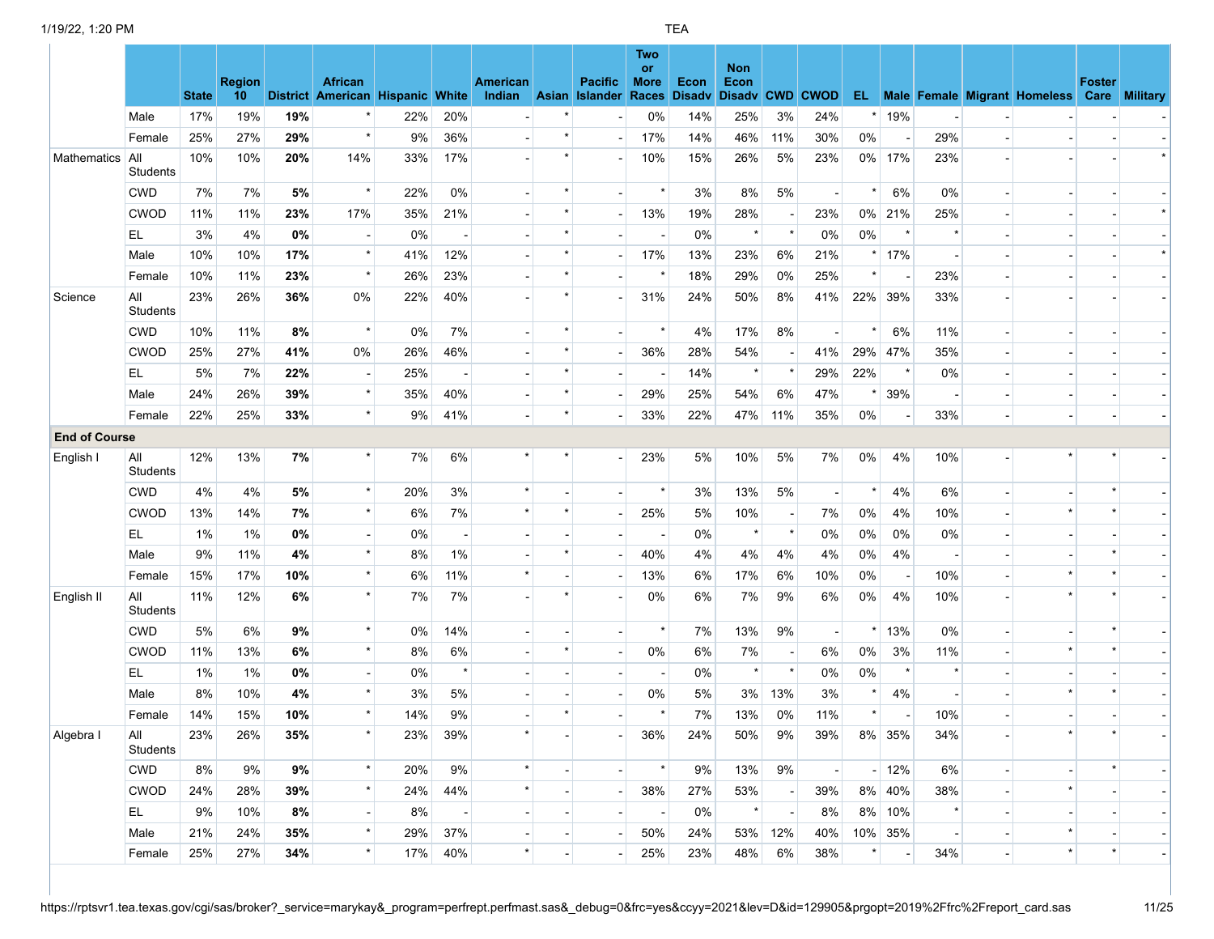| | | State | Region 10 | District | African American | Hispanic | White | American Indian | Asian | Pacific Islander | Two or More Races | Econ Disadv | Non Econ Disadv | CWD | CWOD | EL | Male | Female | Migrant | Homeless | Foster Care | Military |
|---|---|---|---|---|---|---|---|---|---|---|---|---|---|---|---|---|---|---|---|---|---|---|
| | Male | 17% | 19% | **19%** | * | 22% | 20% | - | * | - | 0% | 14% | 25% | 3% | 24% | * | 19% | - | - | - | - | - |
| | Female | 25% | 27% | **29%** | * | 9% | 36% | - | * | - | 17% | 14% | 46% | 11% | 30% | 0% | - | 29% | - | - | - | - |
| Mathematics | All Students | 10% | 10% | **20%** | 14% | 33% | 17% | - | * | - | 10% | 15% | 26% | 5% | 23% | 0% | 17% | 23% | - | - | - | * |
| | CWD | 7% | 7% | **5%** | * | 22% | 0% | - | * | - | * | 3% | 8% | 5% | - | * | 6% | 0% | - | - | - | - |
| | CWOD | 11% | 11% | **23%** | 17% | 35% | 21% | - | * | - | 13% | 19% | 28% | - | 23% | 0% | 21% | 25% | - | - | - | * |
| | EL | 3% | 4% | **0%** | - | 0% | - | - | * | - | - | 0% | * | * | 0% | 0% | * | * | - | - | - | - |
| | Male | 10% | 10% | **17%** | * | 41% | 12% | - | * | - | 17% | 13% | 23% | 6% | 21% | * | 17% | - | - | - | - | * |
| | Female | 10% | 11% | **23%** | * | 26% | 23% | - | * | - | * | 18% | 29% | 0% | 25% | * | - | 23% | - | - | - | - |
| Science | All Students | 23% | 26% | **36%** | 0% | 22% | 40% | - | * | - | 31% | 24% | 50% | 8% | 41% | 22% | 39% | 33% | - | - | - | - |
| | CWD | 10% | 11% | **8%** | * | 0% | 7% | - | * | - | * | 4% | 17% | 8% | - | * | 6% | 11% | - | - | - | - |
| | CWOD | 25% | 27% | **41%** | 0% | 26% | 46% | - | * | - | 36% | 28% | 54% | - | 41% | 29% | 47% | 35% | - | - | - | - |
| | EL | 5% | 7% | **22%** | - | 25% | - | - | * | - | - | 14% | * | * | 29% | 22% | * | 0% | - | - | - | - |
| | Male | 24% | 26% | **39%** | * | 35% | 40% | - | * | - | 29% | 25% | 54% | 6% | 47% | * | 39% | - | - | - | - | - |
| | Female | 22% | 25% | **33%** | * | 9% | 41% | - | * | - | 33% | 22% | 47% | 11% | 35% | 0% | - | 33% | - | - | - | - |
| **End of Course** | | | | | | | | | | | | | | | | | | | | | | |
| English I | All Students | 12% | 13% | **7%** | * | 7% | 6% | * | * | - | 23% | 5% | 10% | 5% | 7% | 0% | 4% | 10% | - | * | * | - |
| | CWD | 4% | 4% | **5%** | * | 20% | 3% | * | - | - | * | 3% | 13% | 5% | - | * | 4% | 6% | - | - | * | - |
| | CWOD | 13% | 14% | **7%** | * | 6% | 7% | * | * | - | 25% | 5% | 10% | - | 7% | 0% | 4% | 10% | - | * | * | - |
| | EL | 1% | 1% | **0%** | - | 0% | - | - | - | - | - | 0% | * | * | 0% | 0% | 0% | 0% | - | - | - | - |
| | Male | 9% | 11% | **4%** | * | 8% | 1% | - | * | - | 40% | 4% | 4% | 4% | 4% | 0% | 4% | - | - | - | * | - |
| | Female | 15% | 17% | **10%** | * | 6% | 11% | * | - | - | 13% | 6% | 17% | 6% | 10% | 0% | - | 10% | - | * | * | - |
| English II | All Students | 11% | 12% | **6%** | * | 7% | 7% | - | * | - | 0% | 6% | 7% | 9% | 6% | 0% | 4% | 10% | - | * | * | - |
| | CWD | 5% | 6% | **9%** | * | 0% | 14% | - | - | - | * | 7% | 13% | 9% | - | * | 13% | 0% | - | - | * | - |
| | CWOD | 11% | 13% | **6%** | * | 8% | 6% | - | * | - | 0% | 6% | 7% | - | 6% | 0% | 3% | 11% | - | * | * | - |
| | EL | 1% | 1% | **0%** | - | 0% | * | - | - | - | - | 0% | * | * | 0% | 0% | * | * | - | - | - | - |
| | Male | 8% | 10% | **4%** | * | 3% | 5% | - | - | - | 0% | 5% | 3% | 13% | 3% | * | 4% | - | - | * | * | - |
| | Female | 14% | 15% | **10%** | * | 14% | 9% | - | * | - | * | 7% | 13% | 0% | 11% | * | - | 10% | - | - | - | - |
| Algebra I | All Students | 23% | 26% | **35%** | * | 23% | 39% | * | - | - | 36% | 24% | 50% | 9% | 39% | 8% | 35% | 34% | - | * | * | - |
| | CWD | 8% | 9% | **9%** | * | 20% | 9% | * | - | - | * | 9% | 13% | 9% | - | - | 12% | 6% | - | - | * | - |
| | CWOD | 24% | 28% | **39%** | * | 24% | 44% | * | - | - | 38% | 27% | 53% | - | 39% | 8% | 40% | 38% | - | * | - | - |
| | EL | 9% | 10% | **8%** | - | 8% | - | - | - | - | - | 0% | * | - | 8% | 8% | 10% | * | - | - | - | - |
| | Male | 21% | 24% | **35%** | * | 29% | 37% | - | - | - | 50% | 24% | 53% | 12% | 40% | 10% | 35% | - | - | * | - | - |
| | Female | 25% | 27% | **34%** | * | 17% | 40% | * | - | - | 25% | 23% | 48% | 6% | 38% | * | - | 34% | - | * | * | - |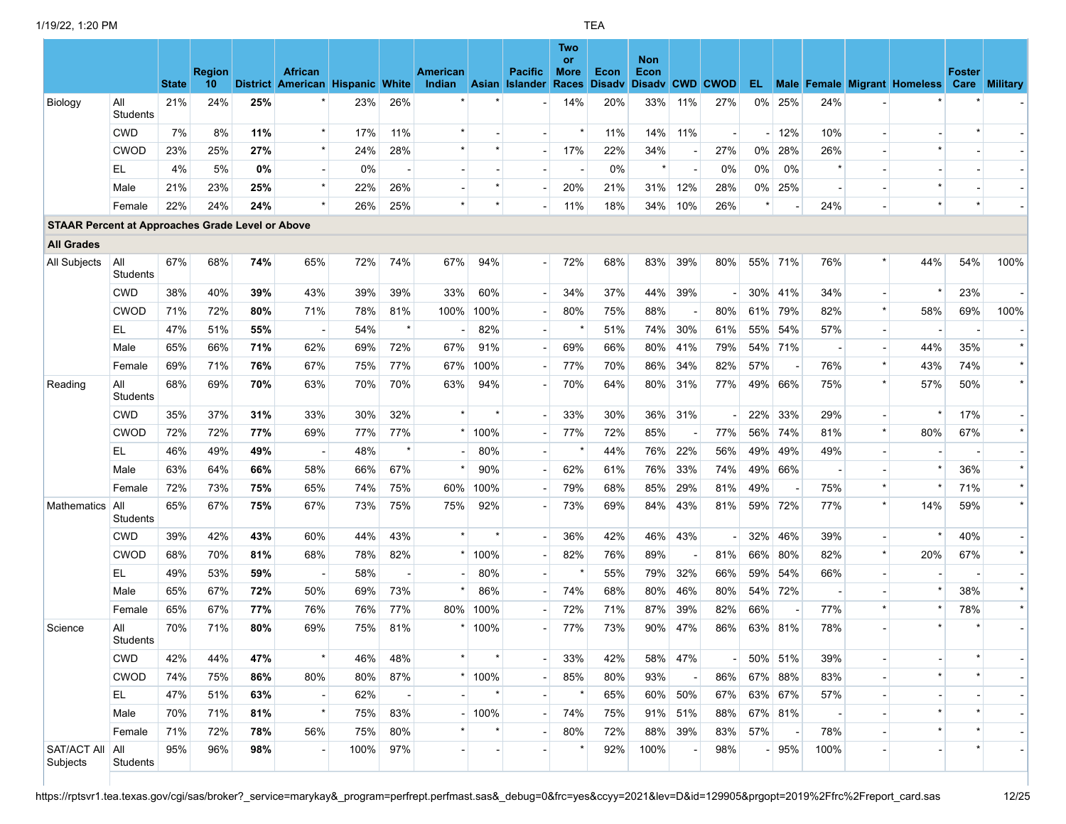| | | State | Region 10 | District | African American | Hispanic | White | American Indian | Asian | Pacific Islander | Two or More Races | Econ Disadv | Non Econ Disadv | CWD | CWOD | EL | Male | Female | Migrant | Homeless | Foster Care | Military |
|---|---|---|---|---|---|---|---|---|---|---|---|---|---|---|---|---|---|---|---|---|---|---|
| Biology | All Students | 21% | 24% | **25%** | * | 23% | 26% | * | * | - | 14% | 20% | 33% | 11% | 27% | 0% | 25% | 24% | - | * | * | - |
| | CWD | 7% | 8% | **11%** | * | 17% | 11% | * | - | - | * | 11% | 14% | 11% | - | - | 12% | 10% | - | - | * | - |
| | CWOD | 23% | 25% | **27%** | * | 24% | 28% | * | * | - | 17% | 22% | 34% | - | 27% | 0% | 28% | 26% | - | * | - | - |
| | EL | 4% | 5% | **0%** | - | 0% | - | - | - | - | - | 0% | * | - | 0% | 0% | 0% | * | - | - | - | - |
| | Male | 21% | 23% | **25%** | * | 22% | 26% | - | * | - | 20% | 21% | 31% | 12% | 28% | 0% | 25% | - | - | * | - | - |
| | Female | 22% | 24% | **24%** | * | 26% | 25% | * | * | - | 11% | 18% | 34% | 10% | 26% | * | - | 24% | - | * | * | - |
| **STAAR Percent at Approaches Grade Level or Above** | | | | | | | | | | | | | | | | | | | | | | |
| **All Grades** | | | | | | | | | | | | | | | | | | | | | | |
| All Subjects | All Students | 67% | 68% | **74%** | 65% | 72% | 74% | 67% | 94% | - | 72% | 68% | 83% | 39% | 80% | 55% | 71% | 76% | * | 44% | 54% | 100% |
| | CWD | 38% | 40% | **39%** | 43% | 39% | 39% | 33% | 60% | - | 34% | 37% | 44% | 39% | - | 30% | 41% | 34% | - | * | 23% | - |
| | CWOD | 71% | 72% | **80%** | 71% | 78% | 81% | 100% | 100% | - | 80% | 75% | 88% | - | 80% | 61% | 79% | 82% | * | 58% | 69% | 100% |
| | EL | 47% | 51% | **55%** | - | 54% | * | - | 82% | - | * | 51% | 74% | 30% | 61% | 55% | 54% | 57% | - | - | - | - |
| | Male | 65% | 66% | **71%** | 62% | 69% | 72% | 67% | 91% | - | 69% | 66% | 80% | 41% | 79% | 54% | 71% | - | - | 44% | 35% | * |
| | Female | 69% | 71% | **76%** | 67% | 75% | 77% | 67% | 100% | - | 77% | 70% | 86% | 34% | 82% | 57% | - | 76% | * | 43% | 74% | * |
| Reading | All Students | 68% | 69% | **70%** | 63% | 70% | 70% | 63% | 94% | - | 70% | 64% | 80% | 31% | 77% | 49% | 66% | 75% | * | 57% | 50% | * |
| | CWD | 35% | 37% | **31%** | 33% | 30% | 32% | * | * | - | 33% | 30% | 36% | 31% | - | 22% | 33% | 29% | - | * | 17% | - |
| | CWOD | 72% | 72% | **77%** | 69% | 77% | 77% | * | 100% | - | 77% | 72% | 85% | - | 77% | 56% | 74% | 81% | * | 80% | 67% | * |
| | EL | 46% | 49% | **49%** | - | 48% | * | - | 80% | - | * | 44% | 76% | 22% | 56% | 49% | 49% | 49% | - | - | - | - |
| | Male | 63% | 64% | **66%** | 58% | 66% | 67% | * | 90% | - | 62% | 61% | 76% | 33% | 74% | 49% | 66% | - | - | * | 36% | * |
| | Female | 72% | 73% | **75%** | 65% | 74% | 75% | 60% | 100% | - | 79% | 68% | 85% | 29% | 81% | 49% | - | 75% | * | * | 71% | * |
| Mathematics | All Students | 65% | 67% | **75%** | 67% | 73% | 75% | 75% | 92% | - | 73% | 69% | 84% | 43% | 81% | 59% | 72% | 77% | * | 14% | 59% | * |
| | CWD | 39% | 42% | **43%** | 60% | 44% | 43% | * | * | - | 36% | 42% | 46% | 43% | - | 32% | 46% | 39% | - | * | 40% | - |
| | CWOD | 68% | 70% | **81%** | 68% | 78% | 82% | * | 100% | - | 82% | 76% | 89% | - | 81% | 66% | 80% | 82% | * | 20% | 67% | * |
| | EL | 49% | 53% | **59%** | - | 58% | - | - | 80% | - | * | 55% | 79% | 32% | 66% | 59% | 54% | 66% | - | - | - | - |
| | Male | 65% | 67% | **72%** | 50% | 69% | 73% | * | 86% | - | 74% | 68% | 80% | 46% | 80% | 54% | 72% | - | - | * | 38% | * |
| | Female | 65% | 67% | **77%** | 76% | 76% | 77% | 80% | 100% | - | 72% | 71% | 87% | 39% | 82% | 66% | - | 77% | * | * | 78% | * |
| Science | All Students | 70% | 71% | **80%** | 69% | 75% | 81% | * | 100% | - | 77% | 73% | 90% | 47% | 86% | 63% | 81% | 78% | - | * | * | - |
| | CWD | 42% | 44% | **47%** | * | 46% | 48% | * | * | - | 33% | 42% | 58% | 47% | - | 50% | 51% | 39% | - | - | * | - |
| | CWOD | 74% | 75% | **86%** | 80% | 80% | 87% | * | 100% | - | 85% | 80% | 93% | - | 86% | 67% | 88% | 83% | - | * | * | - |
| | EL | 47% | 51% | **63%** | - | 62% | - | - | * | - | * | 65% | 60% | 50% | 67% | 63% | 67% | 57% | - | - | - | - |
| | Male | 70% | 71% | **81%** | * | 75% | 83% | - | 100% | - | 74% | 75% | 91% | 51% | 88% | 67% | 81% | - | - | * | * | - |
| | Female | 71% | 72% | **78%** | 56% | 75% | 80% | * | * | - | 80% | 72% | 88% | 39% | 83% | 57% | - | 78% | - | * | * | - |
| SAT/ACT All Subjects | All Students | 95% | 96% | **98%** | - | 100% | 97% | - | - | - | * | 92% | 100% | - | 98% | - | 95% | 100% | - | - | * | - |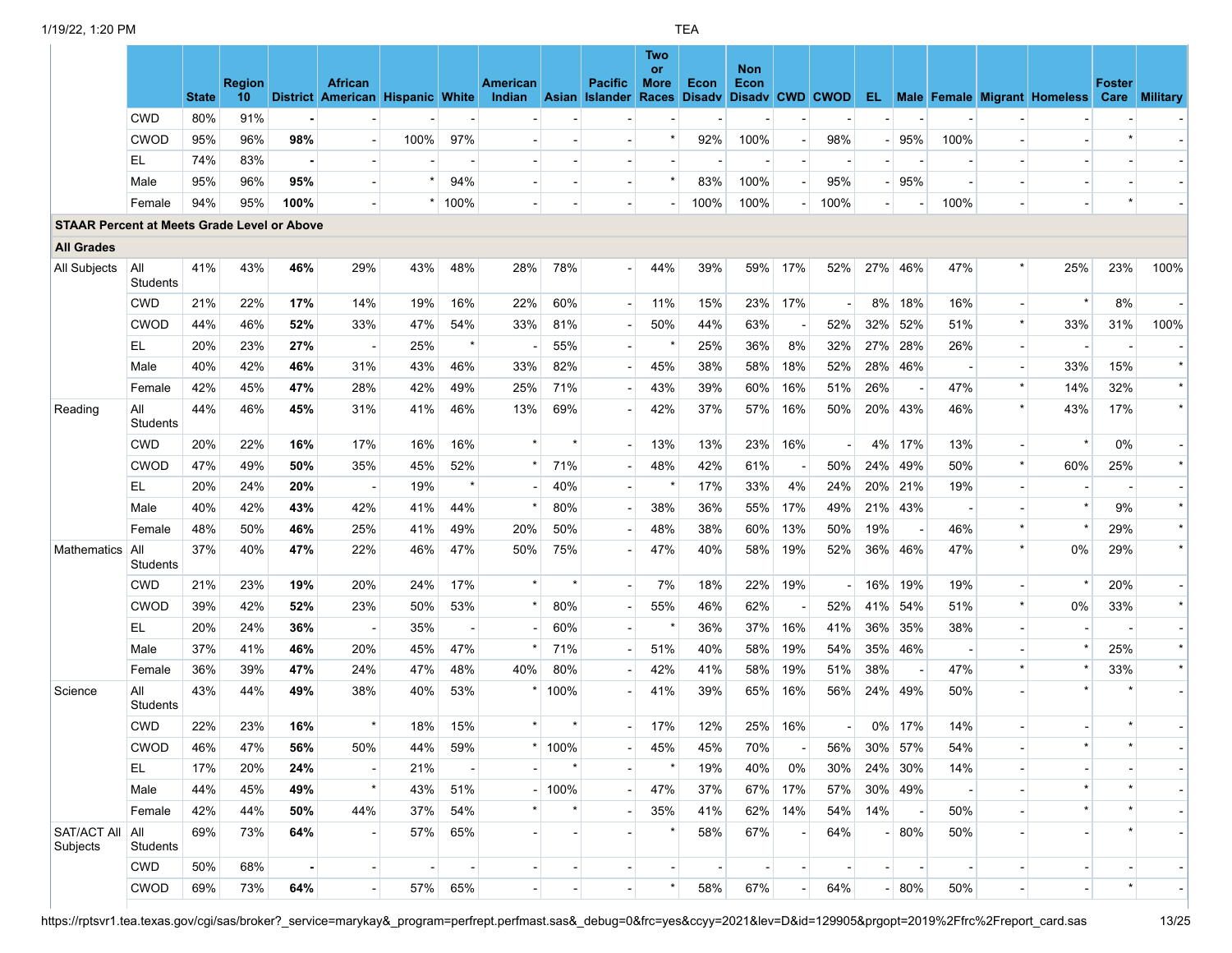| | | State | Region 10 | District | African American | Hispanic | White | American Indian | Asian | Pacific Islander | Two or More Races | Econ Disadv | Non Econ Disadv | CWD | CWOD | EL | Male | Female | Migrant | Homeless | Foster Care | Military |
|---|---|---|---|---|---|---|---|---|---|---|---|---|---|---|---|---|---|---|---|---|---|---|
| | CWD | 80% | 91% | **-** | - | - | - | - | - | - | - | - | - | - | - | - | - | - | - | - | - | - |
| | CWOD | 95% | 96% | **98%** | - | 100% | 97% | - | - | - | * | 92% | 100% | - | 98% | - | 95% | 100% | - | - | * | - |
| | EL | 74% | 83% | **-** | - | - | - | - | - | - | - | - | - | - | - | - | - | - | - | - | - | - |
| | Male | 95% | 96% | **95%** | - | * | 94% | - | - | - | * | 83% | 100% | - | 95% | - | 95% | - | - | - | - | - |
| | Female | 94% | 95% | **100%** | - | * | 100% | - | - | - | - | 100% | 100% | - | 100% | - | - | 100% | - | - | * | - |
| **STAAR Percent at Meets Grade Level or Above** | | | | | | | | | | | | | | | | | | | | | | |
| **All Grades** | | | | | | | | | | | | | | | | | | | | | | |
| All Subjects | All Students | 41% | 43% | **46%** | 29% | 43% | 48% | 28% | 78% | - | 44% | 39% | 59% | 17% | 52% | 27% | 46% | 47% | * | 25% | 23% | 100% |
| | CWD | 21% | 22% | **17%** | 14% | 19% | 16% | 22% | 60% | - | 11% | 15% | 23% | 17% | - | 8% | 18% | 16% | - | * | 8% | - |
| | CWOD | 44% | 46% | **52%** | 33% | 47% | 54% | 33% | 81% | - | 50% | 44% | 63% | - | 52% | 32% | 52% | 51% | * | 33% | 31% | 100% |
| | EL | 20% | 23% | **27%** | - | 25% | * | - | 55% | - | * | 25% | 36% | 8% | 32% | 27% | 28% | 26% | - | - | - | - |
| | Male | 40% | 42% | **46%** | 31% | 43% | 46% | 33% | 82% | - | 45% | 38% | 58% | 18% | 52% | 28% | 46% | - | - | 33% | 15% | * |
| | Female | 42% | 45% | **47%** | 28% | 42% | 49% | 25% | 71% | - | 43% | 39% | 60% | 16% | 51% | 26% | - | 47% | * | 14% | 32% | * |
| Reading | All Students | 44% | 46% | **45%** | 31% | 41% | 46% | 13% | 69% | - | 42% | 37% | 57% | 16% | 50% | 20% | 43% | 46% | * | 43% | 17% | * |
| | CWD | 20% | 22% | **16%** | 17% | 16% | 16% | * | * | - | 13% | 13% | 23% | 16% | - | 4% | 17% | 13% | - | * | 0% | - |
| | CWOD | 47% | 49% | **50%** | 35% | 45% | 52% | * | 71% | - | 48% | 42% | 61% | - | 50% | 24% | 49% | 50% | * | 60% | 25% | * |
| | EL | 20% | 24% | **20%** | - | 19% | * | - | 40% | - | * | 17% | 33% | 4% | 24% | 20% | 21% | 19% | - | - | - | - |
| | Male | 40% | 42% | **43%** | 42% | 41% | 44% | * | 80% | - | 38% | 36% | 55% | 17% | 49% | 21% | 43% | - | - | * | 9% | * |
| | Female | 48% | 50% | **46%** | 25% | 41% | 49% | 20% | 50% | - | 48% | 38% | 60% | 13% | 50% | 19% | - | 46% | * | * | 29% | * |
| Mathematics | All Students | 37% | 40% | **47%** | 22% | 46% | 47% | 50% | 75% | - | 47% | 40% | 58% | 19% | 52% | 36% | 46% | 47% | * | 0% | 29% | * |
| | CWD | 21% | 23% | **19%** | 20% | 24% | 17% | * | * | - | 7% | 18% | 22% | 19% | - | 16% | 19% | 19% | - | * | 20% | - |
| | CWOD | 39% | 42% | **52%** | 23% | 50% | 53% | * | 80% | - | 55% | 46% | 62% | - | 52% | 41% | 54% | 51% | * | 0% | 33% | * |
| | EL | 20% | 24% | **36%** | - | 35% | - | - | 60% | - | * | 36% | 37% | 16% | 41% | 36% | 35% | 38% | - | - | - | - |
| | Male | 37% | 41% | **46%** | 20% | 45% | 47% | * | 71% | - | 51% | 40% | 58% | 19% | 54% | 35% | 46% | - | - | * | 25% | * |
| | Female | 36% | 39% | **47%** | 24% | 47% | 48% | 40% | 80% | - | 42% | 41% | 58% | 19% | 51% | 38% | - | 47% | * | * | 33% | * |
| Science | All Students | 43% | 44% | **49%** | 38% | 40% | 53% | * | 100% | - | 41% | 39% | 65% | 16% | 56% | 24% | 49% | 50% | - | * | * | - |
| | CWD | 22% | 23% | **16%** | * | 18% | 15% | * | * | - | 17% | 12% | 25% | 16% | - | 0% | 17% | 14% | - | - | * | - |
| | CWOD | 46% | 47% | **56%** | 50% | 44% | 59% | * | 100% | - | 45% | 45% | 70% | - | 56% | 30% | 57% | 54% | - | * | * | - |
| | EL | 17% | 20% | **24%** | - | 21% | - | - | * | - | * | 19% | 40% | 0% | 30% | 24% | 30% | 14% | - | - | - | - |
| | Male | 44% | 45% | **49%** | * | 43% | 51% | - | 100% | - | 47% | 37% | 67% | 17% | 57% | 30% | 49% | - | - | * | * | - |
| | Female | 42% | 44% | **50%** | 44% | 37% | 54% | * | * | - | 35% | 41% | 62% | 14% | 54% | 14% | - | 50% | - | * | * | - |
| SAT/ACT All Subjects | All Students | 69% | 73% | **64%** | - | 57% | 65% | - | - | - | * | 58% | 67% | - | 64% | - | 80% | 50% | - | - | * | - |
| | CWD | 50% | 68% | **-** | - | - | - | - | - | - | - | - | - | - | - | - | - | - | - | - | - | - |
| | CWOD | 69% | 73% | **64%** | - | 57% | 65% | - | - | - | * | 58% | 67% | - | 64% | - | 80% | 50% | - | - | * | - |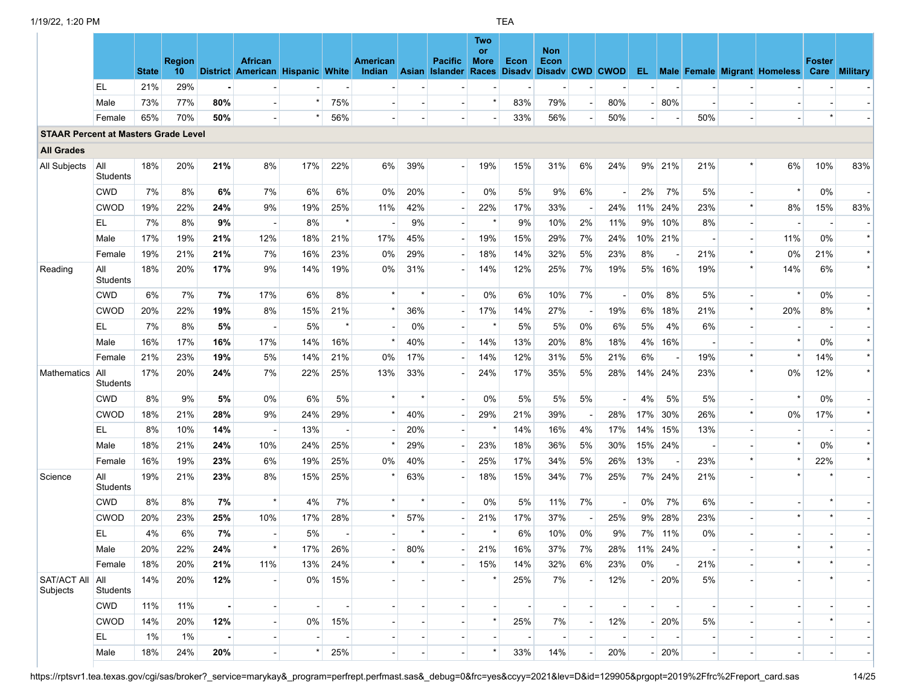| | | State | Region 10 | District | African American | Hispanic | White | American Indian | Asian | Pacific Islander | Two or More Races | Econ Disadv | Non Econ Disadv | CWD | CWOD | EL | Male | Female | Migrant | Homeless | Foster Care | Military |
|---|---|---|---|---|---|---|---|---|---|---|---|---|---|---|---|---|---|---|---|---|---|---|
| | EL | 21% | 29% | **-** | - | - | - | - | - | - | - | - | - | - | - | - | - | - | - | - | - | - |
| | Male | 73% | 77% | **80%** | - | * | 75% | - | - | - | * | 83% | 79% | - | 80% | - | 80% | - | - | - | - | - |
| | Female | 65% | 70% | **50%** | - | * | 56% | - | - | - | - | 33% | 56% | - | 50% | - | - | 50% | - | - | * | - |
| **STAAR Percent at Masters Grade Level** | | | | | | | | | | | | | | | | | | | | | | |
| **All Grades** | | | | | | | | | | | | | | | | | | | | | | |
| All Subjects | All Students | 18% | 20% | **21%** | 8% | 17% | 22% | 6% | 39% | - | 19% | 15% | 31% | 6% | 24% | 9% | 21% | 21% | * | 6% | 10% | 83% |
| | CWD | 7% | 8% | **6%** | 7% | 6% | 6% | 0% | 20% | - | 0% | 5% | 9% | 6% | - | 2% | 7% | 5% | - | * | 0% | - |
| | CWOD | 19% | 22% | **24%** | 9% | 19% | 25% | 11% | 42% | - | 22% | 17% | 33% | - | 24% | 11% | 24% | 23% | * | 8% | 15% | 83% |
| | EL | 7% | 8% | **9%** | - | 8% | * | - | 9% | - | * | 9% | 10% | 2% | 11% | 9% | 10% | 8% | - | - | - | - |
| | Male | 17% | 19% | **21%** | 12% | 18% | 21% | 17% | 45% | - | 19% | 15% | 29% | 7% | 24% | 10% | 21% | - | - | 11% | 0% | * |
| | Female | 19% | 21% | **21%** | 7% | 16% | 23% | 0% | 29% | - | 18% | 14% | 32% | 5% | 23% | 8% | - | 21% | * | 0% | 21% | * |
| Reading | All Students | 18% | 20% | **17%** | 9% | 14% | 19% | 0% | 31% | - | 14% | 12% | 25% | 7% | 19% | 5% | 16% | 19% | * | 14% | 6% | * |
| | CWD | 6% | 7% | **7%** | 17% | 6% | 8% | * | * | - | 0% | 6% | 10% | 7% | - | 0% | 8% | 5% | - | * | 0% | - |
| | CWOD | 20% | 22% | **19%** | 8% | 15% | 21% | * | 36% | - | 17% | 14% | 27% | - | 19% | 6% | 18% | 21% | * | 20% | 8% | * |
| | EL | 7% | 8% | **5%** | - | 5% | * | - | 0% | - | * | 5% | 5% | 0% | 6% | 5% | 4% | 6% | - | - | - | - |
| | Male | 16% | 17% | **16%** | 17% | 14% | 16% | * | 40% | - | 14% | 13% | 20% | 8% | 18% | 4% | 16% | - | - | * | 0% | * |
| | Female | 21% | 23% | **19%** | 5% | 14% | 21% | 0% | 17% | - | 14% | 12% | 31% | 5% | 21% | 6% | - | 19% | * | * | 14% | * |
| Mathematics | All Students | 17% | 20% | **24%** | 7% | 22% | 25% | 13% | 33% | - | 24% | 17% | 35% | 5% | 28% | 14% | 24% | 23% | * | 0% | 12% | * |
| | CWD | 8% | 9% | **5%** | 0% | 6% | 5% | * | * | - | 0% | 5% | 5% | 5% | - | 4% | 5% | 5% | - | * | 0% | - |
| | CWOD | 18% | 21% | **28%** | 9% | 24% | 29% | * | 40% | - | 29% | 21% | 39% | - | 28% | 17% | 30% | 26% | * | 0% | 17% | * |
| | EL | 8% | 10% | **14%** | - | 13% | - | - | 20% | - | * | 14% | 16% | 4% | 17% | 14% | 15% | 13% | - | - | - | - |
| | Male | 18% | 21% | **24%** | 10% | 24% | 25% | * | 29% | - | 23% | 18% | 36% | 5% | 30% | 15% | 24% | - | - | * | 0% | * |
| | Female | 16% | 19% | **23%** | 6% | 19% | 25% | 0% | 40% | - | 25% | 17% | 34% | 5% | 26% | 13% | - | 23% | * | * | 22% | * |
| Science | All Students | 19% | 21% | **23%** | 8% | 15% | 25% | * | 63% | - | 18% | 15% | 34% | 7% | 25% | 7% | 24% | 21% | - | * | * | - |
| | CWD | 8% | 8% | **7%** | * | 4% | 7% | * | * | - | 0% | 5% | 11% | 7% | - | 0% | 7% | 6% | - | - | * | - |
| | CWOD | 20% | 23% | **25%** | 10% | 17% | 28% | * | 57% | - | 21% | 17% | 37% | - | 25% | 9% | 28% | 23% | - | * | * | - |
| | EL | 4% | 6% | **7%** | - | 5% | - | - | * | - | * | 6% | 10% | 0% | 9% | 7% | 11% | 0% | - | - | - | - |
| | Male | 20% | 22% | **24%** | * | 17% | 26% | - | 80% | - | 21% | 16% | 37% | 7% | 28% | 11% | 24% | - | - | * | * | - |
| | Female | 18% | 20% | **21%** | 11% | 13% | 24% | * | * | - | 15% | 14% | 32% | 6% | 23% | 0% | - | 21% | - | * | * | - |
| SAT/ACT All Subjects | All Students | 14% | 20% | **12%** | - | 0% | 15% | - | - | - | * | 25% | 7% | - | 12% | - | 20% | 5% | - | - | * | - |
| | CWD | 11% | 11% | **-** | - | - | - | - | - | - | - | - | - | - | - | - | - | - | - | - | - | - |
| | CWOD | 14% | 20% | **12%** | - | 0% | 15% | - | - | - | * | 25% | 7% | - | 12% | - | 20% | 5% | - | - | * | - |
| | EL | 1% | 1% | **-** | - | - | - | - | - | - | - | - | - | - | - | - | - | - | - | - | - | - |
| | Male | 18% | 24% | **20%** | - | * | 25% | - | - | - | * | 33% | 14% | - | 20% | - | 20% | - | - | - | - | - |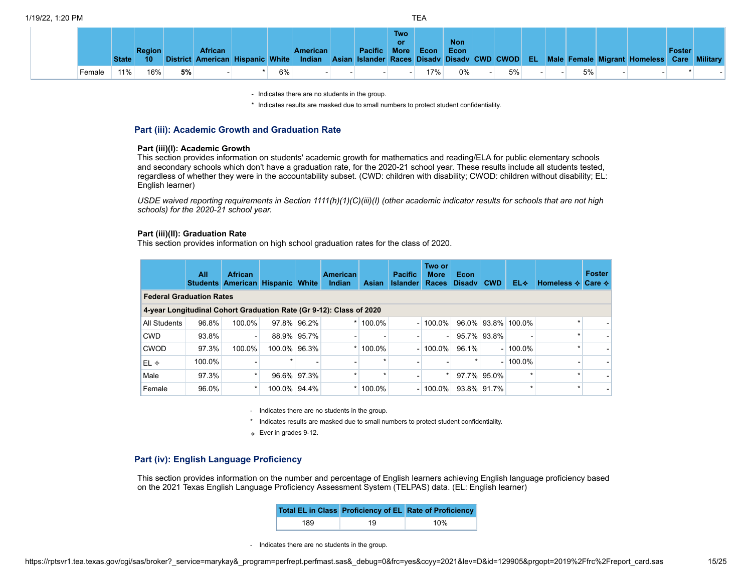| | State | Region 10 | District | African American | Hispanic | White | American Indian | Asian | Pacific Islander | Two or More Races | Econ Disadv | Non Econ Disadv | CWD | CWOD | EL | Male | Female | Migrant | Homeless | Foster Care | Military |
|---|---|---|---|---|---|---|---|---|---|---|---|---|---|---|---|---|---|---|---|---|---|
| Female | 11% | 16% | **5%** | - | * | 6% | - | - | - | - | 17% | 0% | - | 5% | - | - | 5% | - | - | * | - |

- Indicates there are no students in the group.

\* Indicates results are masked due to small numbers to protect student confidentiality.

## Part (iii): Academic Growth and Graduation Rate

### Part (iii)(I): Academic Growth

This section provides information on students' academic growth for mathematics and reading/ELA for public elementary schools and secondary schools which don't have a graduation rate, for the 2020-21 school year. These results include all students tested, regardless of whether they were in the accountability subset. (CWD: children with disability; CWOD: children without disability; EL: English learner)

*USDE waived reporting requirements in Section 1111(h)(1)(C)(iii)(I) (other academic indicator results for schools that are not high schools) for the 2020-21 school year.*

### Part (iii)(II): Graduation Rate

This section provides information on high school graduation rates for the class of 2020.

| | All Students | African American | Hispanic | White | American Indian | Asian | Pacific Islander | Two or More Races | Econ Disadv | CWD | EL✧ | Homeless ✧ | Foster Care ✧ |
|---|---|---|---|---|---|---|---|---|---|---|---|---|---|
| **Federal Graduation Rates** | | | | | | | | | | | | | |
| **4-year Longitudinal Cohort Graduation Rate (Gr 9-12): Class of 2020** | | | | | | | | | | | | | |
| All Students | 96.8% | 100.0% | 97.8% | 96.2% | * | 100.0% | - | 100.0% | 96.0% | 93.8% | 100.0% | * | - |
| CWD | 93.8% | - | 88.9% | 95.7% | - | - | - | - | 95.7% | 93.8% | - | * | - |
| CWOD | 97.3% | 100.0% | 100.0% | 96.3% | * | 100.0% | - | 100.0% | 96.1% | - | 100.0% | * | - |
| EL ✧ | 100.0% | - | * | - | - | * | - | - | * | - | 100.0% | - | - |
| Male | 97.3% | * | 96.6% | 97.3% | * | * | - | * | 97.7% | 95.0% | * | * | - |
| Female | 96.0% | * | 100.0% | 94.4% | * | 100.0% | - | 100.0% | 93.8% | 91.7% | * | * | - |

- Indicates there are no students in the group.

\* Indicates results are masked due to small numbers to protect student confidentiality.

✧ Ever in grades 9-12.

## Part (iv): English Language Proficiency

This section provides information on the number and percentage of English learners achieving English language proficiency based on the 2021 Texas English Language Proficiency Assessment System (TELPAS) data. (EL: English learner)

| Total EL in Class | Proficiency of EL | Rate of Proficiency |
|---|---|---|
| 189 | 19 | 10% |

- Indicates there are no students in the group.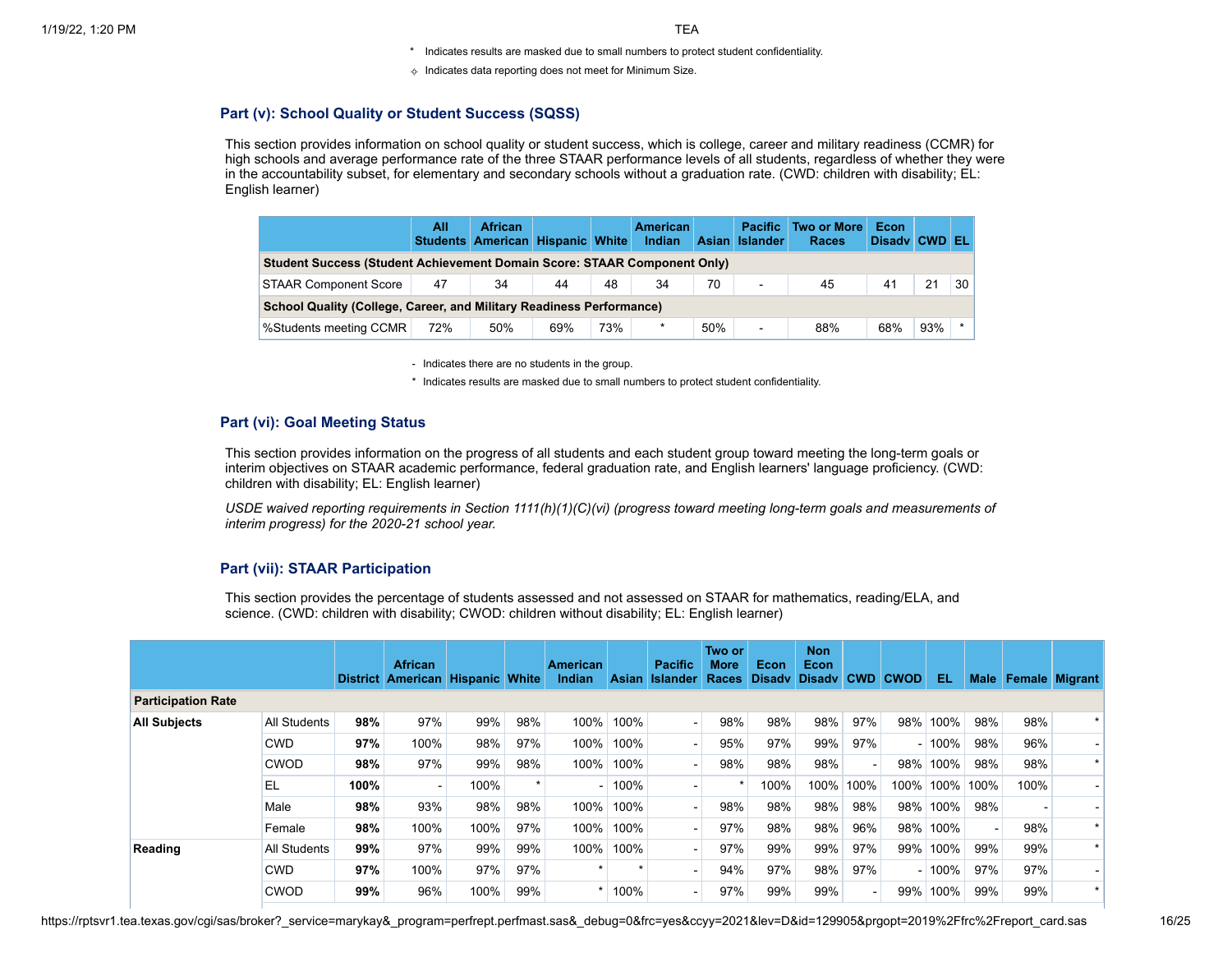\* Indicates results are masked due to small numbers to protect student confidentiality.

⟡ Indicates data reporting does not meet for Minimum Size.

## Part (v): School Quality or Student Success (SQSS)

This section provides information on school quality or student success, which is college, career and military readiness (CCMR) for high schools and average performance rate of the three STAAR performance levels of all students, regardless of whether they were in the accountability subset, for elementary and secondary schools without a graduation rate. (CWD: children with disability; EL: English learner)

| | All Students | African American | Hispanic | White | American Indian | Asian | Pacific Islander | Two or More Races | Econ Disadv | CWD | EL |
|---|---|---|---|---|---|---|---|---|---|---|---|
| **Student Success (Student Achievement Domain Score: STAAR Component Only)** | | | | | | | | | | | |
| STAAR Component Score | 47 | 34 | 44 | 48 | 34 | 70 | - | 45 | 41 | 21 | 30 |
| **School Quality (College, Career, and Military Readiness Performance)** | | | | | | | | | | | |
| %Students meeting CCMR | 72% | 50% | 69% | 73% | * | 50% | - | 88% | 68% | 93% | * |

\- Indicates there are no students in the group.

\* Indicates results are masked due to small numbers to protect student confidentiality.

## Part (vi): Goal Meeting Status

This section provides information on the progress of all students and each student group toward meeting the long-term goals or interim objectives on STAAR academic performance, federal graduation rate, and English learners' language proficiency. (CWD: children with disability; EL: English learner)

*USDE waived reporting requirements in Section 1111(h)(1)(C)(vi) (progress toward meeting long-term goals and measurements of interim progress) for the 2020-21 school year.*

## Part (vii): STAAR Participation

This section provides the percentage of students assessed and not assessed on STAAR for mathematics, reading/ELA, and science. (CWD: children with disability; CWOD: children without disability; EL: English learner)

| | | District | African American | Hispanic | White | American Indian | Asian | Pacific Islander | Two or More Races | Econ Disadv | Non Econ Disadv | CWD | CWOD | EL | Male | Female | Migrant |
|---|---|---|---|---|---|---|---|---|---|---|---|---|---|---|---|---|---|
| **Participation Rate** | | | | | | | | | | | | | | | | | |
| **All Subjects** | All Students | **98%** | 97% | 99% | 98% | 100% | 100% | - | 98% | 98% | 98% | 97% | 98% | 100% | 98% | 98% | * |
| | CWD | **97%** | 100% | 98% | 97% | 100% | 100% | - | 95% | 97% | 99% | 97% | - | 100% | 98% | 96% | - |
| | CWOD | **98%** | 97% | 99% | 98% | 100% | 100% | - | 98% | 98% | 98% | - | 98% | 100% | 98% | 98% | * |
| | EL | **100%** | - | 100% | * | - | 100% | - | * | 100% | 100% | 100% | 100% | 100% | 100% | 100% | - |
| | Male | **98%** | 93% | 98% | 98% | 100% | 100% | - | 98% | 98% | 98% | 98% | 98% | 100% | 98% | - | - |
| | Female | **98%** | 100% | 100% | 97% | 100% | 100% | - | 97% | 98% | 98% | 96% | 98% | 100% | - | 98% | * |
| **Reading** | All Students | **99%** | 97% | 99% | 99% | 100% | 100% | - | 97% | 99% | 99% | 97% | 99% | 100% | 99% | 99% | * |
| | CWD | **97%** | 100% | 97% | 97% | * | * | - | 94% | 97% | 98% | 97% | - | 100% | 97% | 97% | - |
| | CWOD | **99%** | 96% | 100% | 99% | * | 100% | - | 97% | 99% | 99% | - | 99% | 100% | 99% | 99% | * |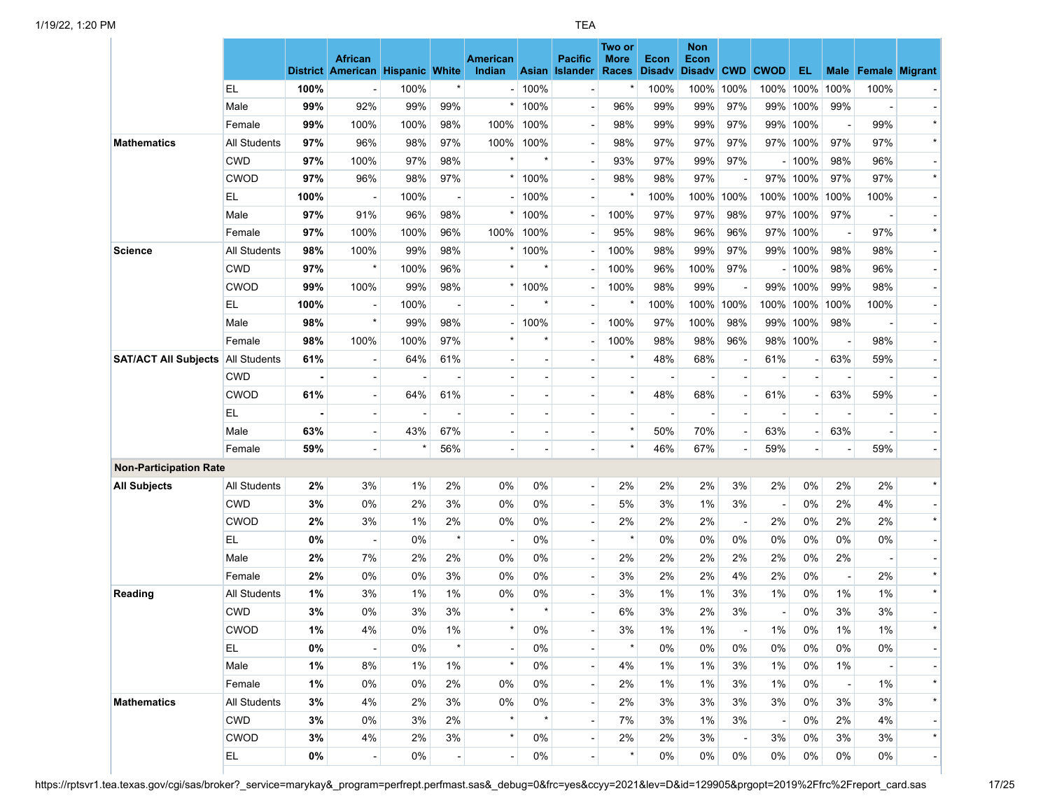| | | District | African American | Hispanic | White | American Indian | Asian | Pacific Islander | Two or More Races | Econ Disadv | Non Econ Disadv | CWD | CWOD | EL | Male | Female | Migrant |
|---|---|---|---|---|---|---|---|---|---|---|---|---|---|---|---|---|---|
| | EL | **100%** | - | 100% | * | - | 100% | - | * | 100% | 100% | 100% | 100% | 100% | 100% | 100% | - |
| | Male | **99%** | 92% | 99% | 99% | * | 100% | - | 96% | 99% | 99% | 97% | 99% | 100% | 99% | - | - |
| | Female | **99%** | 100% | 100% | 98% | 100% | 100% | - | 98% | 99% | 99% | 97% | 99% | 100% | - | 99% | * |
| **Mathematics** | All Students | **97%** | 96% | 98% | 97% | 100% | 100% | - | 98% | 97% | 97% | 97% | 97% | 100% | 97% | 97% | * |
| | CWD | **97%** | 100% | 97% | 98% | * | * | - | 93% | 97% | 99% | 97% | - | 100% | 98% | 96% | - |
| | CWOD | **97%** | 96% | 98% | 97% | * | 100% | - | 98% | 98% | 97% | - | 97% | 100% | 97% | 97% | * |
| | EL | **100%** | - | 100% | - | - | 100% | - | * | 100% | 100% | 100% | 100% | 100% | 100% | 100% | - |
| | Male | **97%** | 91% | 96% | 98% | * | 100% | - | 100% | 97% | 97% | 98% | 97% | 100% | 97% | - | - |
| | Female | **97%** | 100% | 100% | 96% | 100% | 100% | - | 95% | 98% | 96% | 96% | 97% | 100% | - | 97% | * |
| **Science** | All Students | **98%** | 100% | 99% | 98% | * | 100% | - | 100% | 98% | 99% | 97% | 99% | 100% | 98% | 98% | - |
| | CWD | **97%** | * | 100% | 96% | * | * | - | 100% | 96% | 100% | 97% | - | 100% | 98% | 96% | - |
| | CWOD | **99%** | 100% | 99% | 98% | * | 100% | - | 100% | 98% | 99% | - | 99% | 100% | 99% | 98% | - |
| | EL | **100%** | - | 100% | - | - | * | - | * | 100% | 100% | 100% | 100% | 100% | 100% | 100% | - |
| | Male | **98%** | * | 99% | 98% | - | 100% | - | 100% | 97% | 100% | 98% | 99% | 100% | 98% | - | - |
| | Female | **98%** | 100% | 100% | 97% | * | * | - | 100% | 98% | 98% | 96% | 98% | 100% | - | 98% | - |
| **SAT/ACT All Subjects** | All Students | **61%** | - | 64% | 61% | - | - | - | * | 48% | 68% | - | 61% | - | 63% | 59% | - |
| | CWD | **-** | - | - | - | - | - | - | - | - | - | - | - | - | - | - | - |
| | CWOD | **61%** | - | 64% | 61% | - | - | - | * | 48% | 68% | - | 61% | - | 63% | 59% | - |
| | EL | **-** | - | - | - | - | - | - | - | - | - | - | - | - | - | - | - |
| | Male | **63%** | - | 43% | 67% | - | - | - | * | 50% | 70% | - | 63% | - | 63% | - | - |
| | Female | **59%** | - | * | 56% | - | - | - | * | 46% | 67% | - | 59% | - | - | 59% | - |
| **Non-Participation Rate** | | | | | | | | | | | | | | | | | |
| **All Subjects** | All Students | **2%** | 3% | 1% | 2% | 0% | 0% | - | 2% | 2% | 2% | 3% | 2% | 0% | 2% | 2% | * |
| | CWD | **3%** | 0% | 2% | 3% | 0% | 0% | - | 5% | 3% | 1% | 3% | - | 0% | 2% | 4% | - |
| | CWOD | **2%** | 3% | 1% | 2% | 0% | 0% | - | 2% | 2% | 2% | - | 2% | 0% | 2% | 2% | * |
| | EL | **0%** | - | 0% | * | - | 0% | - | * | 0% | 0% | 0% | 0% | 0% | 0% | 0% | - |
| | Male | **2%** | 7% | 2% | 2% | 0% | 0% | - | 2% | 2% | 2% | 2% | 2% | 0% | 2% | - | - |
| | Female | **2%** | 0% | 0% | 3% | 0% | 0% | - | 3% | 2% | 2% | 4% | 2% | 0% | - | 2% | * |
| **Reading** | All Students | **1%** | 3% | 1% | 1% | 0% | 0% | - | 3% | 1% | 1% | 3% | 1% | 0% | 1% | 1% | * |
| | CWD | **3%** | 0% | 3% | 3% | * | * | - | 6% | 3% | 2% | 3% | - | 0% | 3% | 3% | - |
| | CWOD | **1%** | 4% | 0% | 1% | * | 0% | - | 3% | 1% | 1% | - | 1% | 0% | 1% | 1% | * |
| | EL | **0%** | - | 0% | * | - | 0% | - | * | 0% | 0% | 0% | 0% | 0% | 0% | 0% | - |
| | Male | **1%** | 8% | 1% | 1% | * | 0% | - | 4% | 1% | 1% | 3% | 1% | 0% | 1% | - | - |
| | Female | **1%** | 0% | 0% | 2% | 0% | 0% | - | 2% | 1% | 1% | 3% | 1% | 0% | - | 1% | * |
| **Mathematics** | All Students | **3%** | 4% | 2% | 3% | 0% | 0% | - | 2% | 3% | 3% | 3% | 3% | 0% | 3% | 3% | * |
| | CWD | **3%** | 0% | 3% | 2% | * | * | - | 7% | 3% | 1% | 3% | - | 0% | 2% | 4% | - |
| | CWOD | **3%** | 4% | 2% | 3% | * | 0% | - | 2% | 2% | 3% | - | 3% | 0% | 3% | 3% | * |
| | EL | **0%** | - | 0% | - | - | 0% | - | * | 0% | 0% | 0% | 0% | 0% | 0% | 0% | - |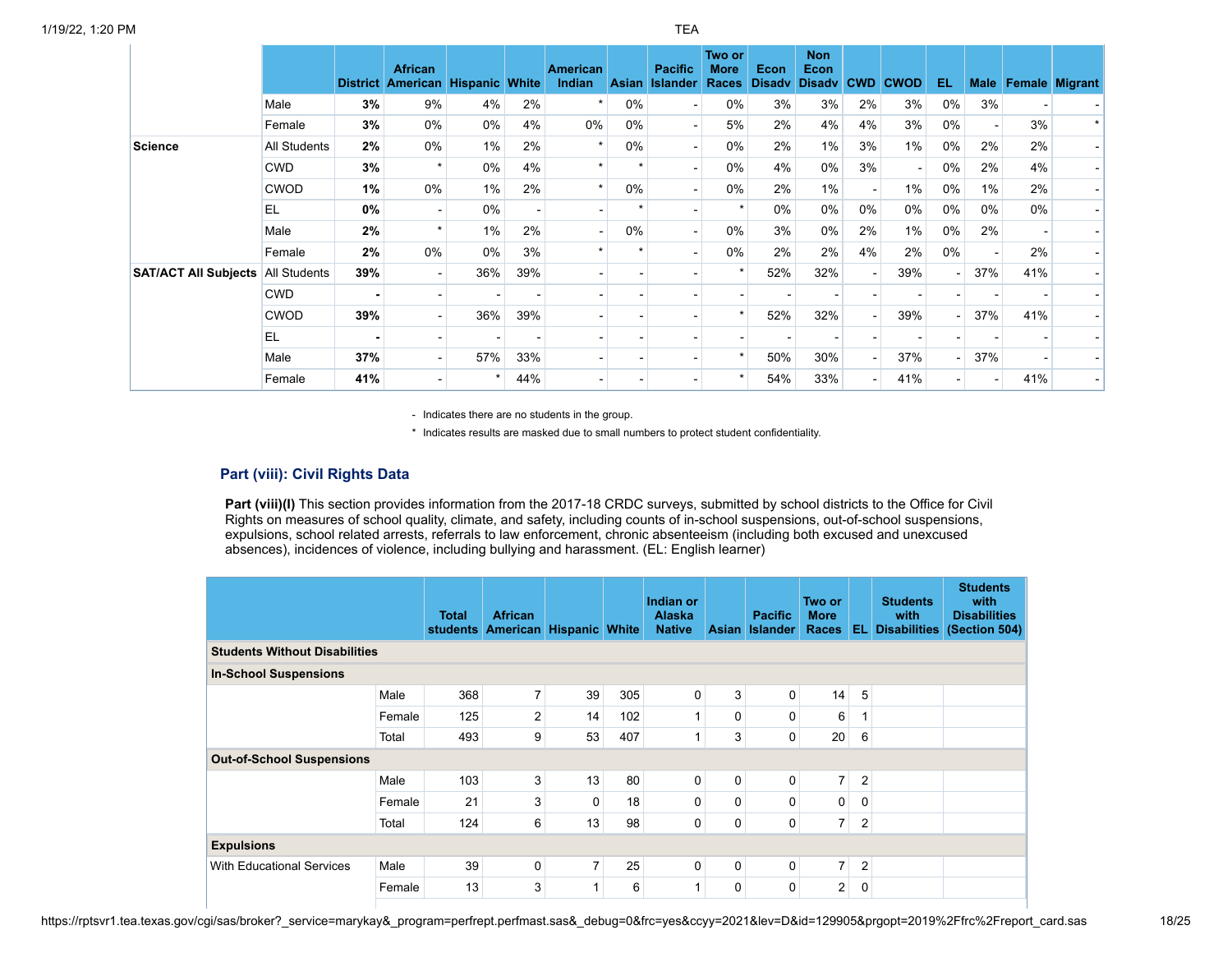| | | District | African American | Hispanic | White | American Indian | Asian | Pacific Islander | Two or More Races | Econ Disadv | Non Econ Disadv | CWD | CWOD | EL | Male | Female | Migrant |
|---|---|---|---|---|---|---|---|---|---|---|---|---|---|---|---|---|---|
| | Male | **3%** | 9% | 4% | 2% | * | 0% | - | 0% | 3% | 3% | 2% | 3% | 0% | 3% | - | - |
| | Female | **3%** | 0% | 0% | 4% | 0% | 0% | - | 5% | 2% | 4% | 4% | 3% | 0% | - | 3% | * |
| **Science** | All Students | **2%** | 0% | 1% | 2% | * | 0% | - | 0% | 2% | 1% | 3% | 1% | 0% | 2% | 2% | - |
| | CWD | **3%** | * | 0% | 4% | * | * | - | 0% | 4% | 0% | 3% | - | 0% | 2% | 4% | - |
| | CWOD | **1%** | 0% | 1% | 2% | * | 0% | - | 0% | 2% | 1% | - | 1% | 0% | 1% | 2% | - |
| | EL | **0%** | - | 0% | - | - | * | - | * | 0% | 0% | 0% | 0% | 0% | 0% | 0% | - |
| | Male | **2%** | * | 1% | 2% | - | 0% | - | 0% | 3% | 0% | 2% | 1% | 0% | 2% | - | - |
| | Female | **2%** | 0% | 0% | 3% | * | * | - | 0% | 2% | 2% | 4% | 2% | 0% | - | 2% | - |
| **SAT/ACT All Subjects** | All Students | **39%** | - | 36% | 39% | - | - | - | * | 52% | 32% | - | 39% | - | 37% | 41% | - |
| | CWD | **-** | - | - | - | - | - | - | - | - | - | - | - | - | - | - | - |
| | CWOD | **39%** | - | 36% | 39% | - | - | - | * | 52% | 32% | - | 39% | - | 37% | 41% | - |
| | EL | **-** | - | - | - | - | - | - | - | - | - | - | - | - | - | - | - |
| | Male | **37%** | - | 57% | 33% | - | - | - | * | 50% | 30% | - | 37% | - | 37% | - | - |
| | Female | **41%** | - | * | 44% | - | - | - | * | 54% | 33% | - | 41% | - | - | 41% | - |

\- Indicates there are no students in the group.

\* Indicates results are masked due to small numbers to protect student confidentiality.

## Part (viii): Civil Rights Data

**Part (viii)(I)** This section provides information from the 2017-18 CRDC surveys, submitted by school districts to the Office for Civil Rights on measures of school quality, climate, and safety, including counts of in-school suspensions, out-of-school suspensions, expulsions, school related arrests, referrals to law enforcement, chronic absenteeism (including both excused and unexcused absences), incidences of violence, including bullying and harassment. (EL: English learner)

| | | Total students | African American | Hispanic | White | Indian or Alaska Native | Asian | Pacific Islander | Two or More Races | EL | Students with Disabilities | Students with Disabilities (Section 504) |
|---|---|---|---|---|---|---|---|---|---|---|---|---|
| **Students Without Disabilities** | | | | | | | | | | | | |
| **In-School Suspensions** | | | | | | | | | | | | |
| | Male | 368 | 7 | 39 | 305 | 0 | 3 | 0 | 14 | 5 | | |
| | Female | 125 | 2 | 14 | 102 | 1 | 0 | 0 | 6 | 1 | | |
| | Total | 493 | 9 | 53 | 407 | 1 | 3 | 0 | 20 | 6 | | |
| **Out-of-School Suspensions** | | | | | | | | | | | | |
| | Male | 103 | 3 | 13 | 80 | 0 | 0 | 0 | 7 | 2 | | |
| | Female | 21 | 3 | 0 | 18 | 0 | 0 | 0 | 0 | 0 | | |
| | Total | 124 | 6 | 13 | 98 | 0 | 0 | 0 | 7 | 2 | | |
| **Expulsions** | | | | | | | | | | | | |
| With Educational Services | Male | 39 | 0 | 7 | 25 | 0 | 0 | 0 | 7 | 2 | | |
| | Female | 13 | 3 | 1 | 6 | 1 | 0 | 0 | 2 | 0 | | |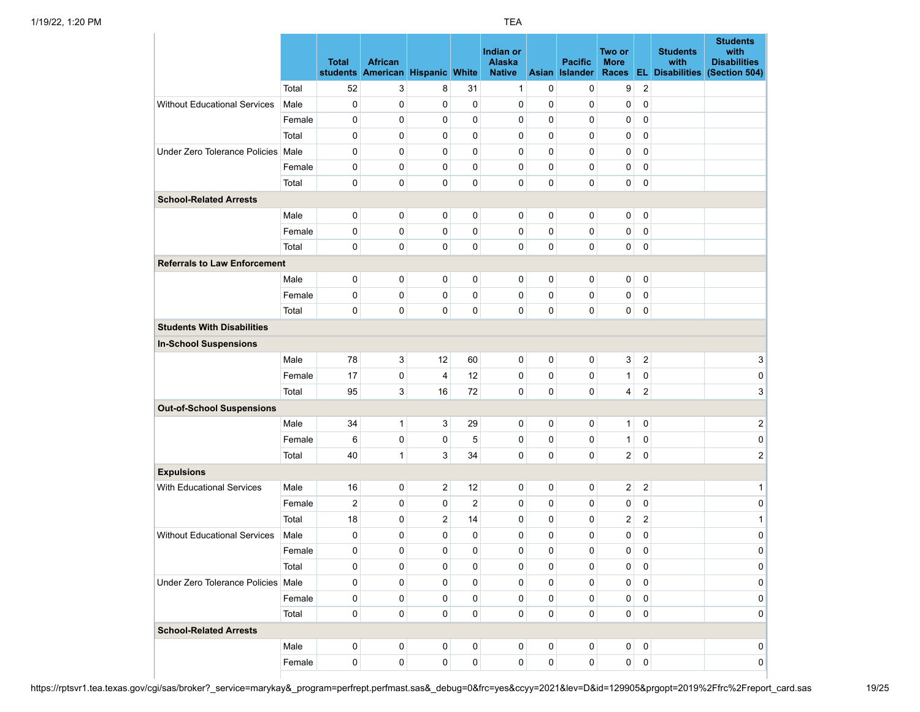| | | Total students | African American | Hispanic | White | Indian or Alaska Native | Asian | Pacific Islander | Two or More Races | EL | Students with Disabilities | Students with Disabilities (Section 504) |
|---|---|---|---|---|---|---|---|---|---|---|---|---|
| | Total | 52 | 3 | 8 | 31 | 1 | 0 | 0 | 9 | 2 | | |
| Without Educational Services | Male | 0 | 0 | 0 | 0 | 0 | 0 | 0 | 0 | 0 | | |
| | Female | 0 | 0 | 0 | 0 | 0 | 0 | 0 | 0 | 0 | | |
| | Total | 0 | 0 | 0 | 0 | 0 | 0 | 0 | 0 | 0 | | |
| Under Zero Tolerance Policies | Male | 0 | 0 | 0 | 0 | 0 | 0 | 0 | 0 | 0 | | |
| | Female | 0 | 0 | 0 | 0 | 0 | 0 | 0 | 0 | 0 | | |
| | Total | 0 | 0 | 0 | 0 | 0 | 0 | 0 | 0 | 0 | | |
| **School-Related Arrests** | | | | | | | | | | | | |
| | Male | 0 | 0 | 0 | 0 | 0 | 0 | 0 | 0 | 0 | | |
| | Female | 0 | 0 | 0 | 0 | 0 | 0 | 0 | 0 | 0 | | |
| | Total | 0 | 0 | 0 | 0 | 0 | 0 | 0 | 0 | 0 | | |
| **Referrals to Law Enforcement** | | | | | | | | | | | | |
| | Male | 0 | 0 | 0 | 0 | 0 | 0 | 0 | 0 | 0 | | |
| | Female | 0 | 0 | 0 | 0 | 0 | 0 | 0 | 0 | 0 | | |
| | Total | 0 | 0 | 0 | 0 | 0 | 0 | 0 | 0 | 0 | | |
| **Students With Disabilities** | | | | | | | | | | | | |
| **In-School Suspensions** | | | | | | | | | | | | |
| | Male | 78 | 3 | 12 | 60 | 0 | 0 | 0 | 3 | 2 | | 3 |
| | Female | 17 | 0 | 4 | 12 | 0 | 0 | 0 | 1 | 0 | | 0 |
| | Total | 95 | 3 | 16 | 72 | 0 | 0 | 0 | 4 | 2 | | 3 |
| **Out-of-School Suspensions** | | | | | | | | | | | | |
| | Male | 34 | 1 | 3 | 29 | 0 | 0 | 0 | 1 | 0 | | 2 |
| | Female | 6 | 0 | 0 | 5 | 0 | 0 | 0 | 1 | 0 | | 0 |
| | Total | 40 | 1 | 3 | 34 | 0 | 0 | 0 | 2 | 0 | | 2 |
| **Expulsions** | | | | | | | | | | | | |
| With Educational Services | Male | 16 | 0 | 2 | 12 | 0 | 0 | 0 | 2 | 2 | | 1 |
| | Female | 2 | 0 | 0 | 2 | 0 | 0 | 0 | 0 | 0 | | 0 |
| | Total | 18 | 0 | 2 | 14 | 0 | 0 | 0 | 2 | 2 | | 1 |
| Without Educational Services | Male | 0 | 0 | 0 | 0 | 0 | 0 | 0 | 0 | 0 | | 0 |
| | Female | 0 | 0 | 0 | 0 | 0 | 0 | 0 | 0 | 0 | | 0 |
| | Total | 0 | 0 | 0 | 0 | 0 | 0 | 0 | 0 | 0 | | 0 |
| Under Zero Tolerance Policies | Male | 0 | 0 | 0 | 0 | 0 | 0 | 0 | 0 | 0 | | 0 |
| | Female | 0 | 0 | 0 | 0 | 0 | 0 | 0 | 0 | 0 | | 0 |
| | Total | 0 | 0 | 0 | 0 | 0 | 0 | 0 | 0 | 0 | | 0 |
| **School-Related Arrests** | | | | | | | | | | | | |
| | Male | 0 | 0 | 0 | 0 | 0 | 0 | 0 | 0 | 0 | | 0 |
| | Female | 0 | 0 | 0 | 0 | 0 | 0 | 0 | 0 | 0 | | 0 |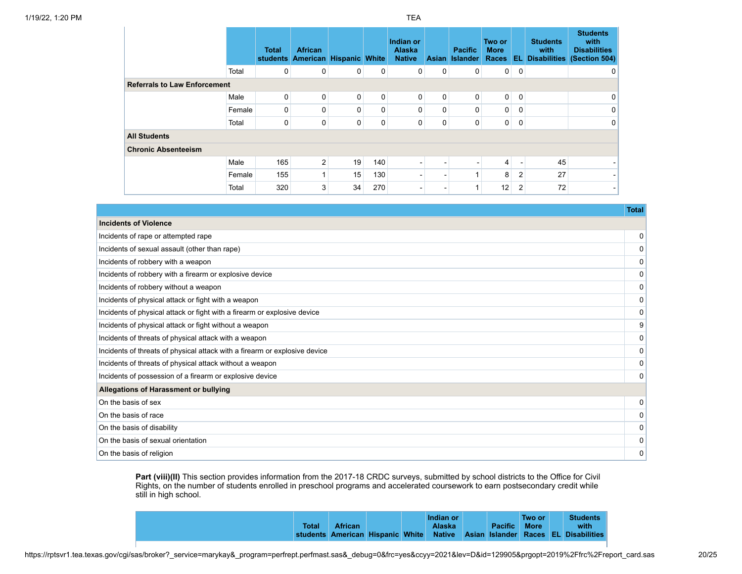| | | Total students | African American | Hispanic | White | Indian or Alaska Native | Asian | Pacific Islander | Two or More Races | EL | Students with Disabilities | Students with Disabilities (Section 504) |
|---|---|---|---|---|---|---|---|---|---|---|---|---|
| | Total | 0 | 0 | 0 | 0 | 0 | 0 | 0 | 0 | 0 | | 0 |
| **Referrals to Law Enforcement** | | | | | | | | | | | | |
| | Male | 0 | 0 | 0 | 0 | 0 | 0 | 0 | 0 | 0 | | 0 |
| | Female | 0 | 0 | 0 | 0 | 0 | 0 | 0 | 0 | 0 | | 0 |
| | Total | 0 | 0 | 0 | 0 | 0 | 0 | 0 | 0 | 0 | | 0 |
| **All Students** | | | | | | | | | | | | |
| **Chronic Absenteeism** | | | | | | | | | | | | |
| | Male | 165 | 2 | 19 | 140 | - | - | - | 4 | - | 45 | - |
| | Female | 155 | 1 | 15 | 130 | - | - | 1 | 8 | 2 | 27 | - |
| | Total | 320 | 3 | 34 | 270 | - | - | 1 | 12 | 2 | 72 | - |

| | Total |
|---|---|
| **Incidents of Violence** | |
| Incidents of rape or attempted rape | 0 |
| Incidents of sexual assault (other than rape) | 0 |
| Incidents of robbery with a weapon | 0 |
| Incidents of robbery with a firearm or explosive device | 0 |
| Incidents of robbery without a weapon | 0 |
| Incidents of physical attack or fight with a weapon | 0 |
| Incidents of physical attack or fight with a firearm or explosive device | 0 |
| Incidents of physical attack or fight without a weapon | 9 |
| Incidents of threats of physical attack with a weapon | 0 |
| Incidents of threats of physical attack with a firearm or explosive device | 0 |
| Incidents of threats of physical attack without a weapon | 0 |
| Incidents of possession of a firearm or explosive device | 0 |
| **Allegations of Harassment or bullying** | |
| On the basis of sex | 0 |
| On the basis of race | 0 |
| On the basis of disability | 0 |
| On the basis of sexual orientation | 0 |
| On the basis of religion | 0 |

**Part (viii)(II)** This section provides information from the 2017-18 CRDC surveys, submitted by school districts to the Office for Civil Rights, on the number of students enrolled in preschool programs and accelerated coursework to earn postsecondary credit while still in high school.

| | Total students | African American | Hispanic | White | Indian or Alaska Native | Asian | Pacific Islander | Two or More Races | EL | Students with Disabilities |
|---|---|---|---|---|---|---|---|---|---|---|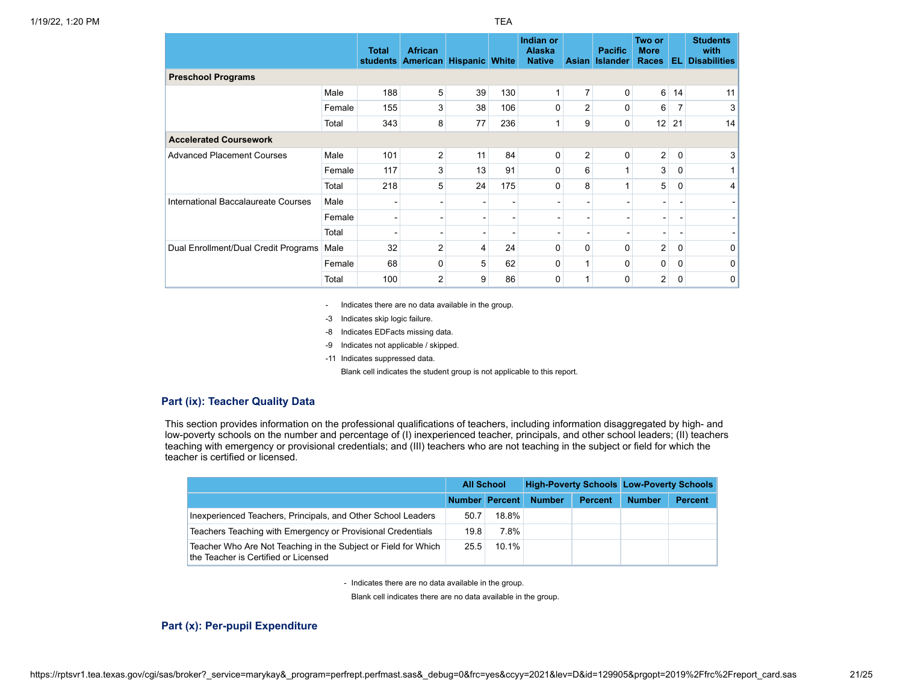| | | Total students | African American | Hispanic | White | Indian or Alaska Native | Asian | Pacific Islander | Two or More Races | EL | Students with Disabilities |
|---|---|---|---|---|---|---|---|---|---|---|---|
| **Preschool Programs** | | | | | | | | | | | |
| | Male | 188 | 5 | 39 | 130 | 1 | 7 | 0 | 6 | 14 | 11 |
| | Female | 155 | 3 | 38 | 106 | 0 | 2 | 0 | 6 | 7 | 3 |
| | Total | 343 | 8 | 77 | 236 | 1 | 9 | 0 | 12 | 21 | 14 |
| **Accelerated Coursework** | | | | | | | | | | | |
| Advanced Placement Courses | Male | 101 | 2 | 11 | 84 | 0 | 2 | 0 | 2 | 0 | 3 |
| | Female | 117 | 3 | 13 | 91 | 0 | 6 | 1 | 3 | 0 | 1 |
| | Total | 218 | 5 | 24 | 175 | 0 | 8 | 1 | 5 | 0 | 4 |
| International Baccalaureate Courses | Male | - | - | - | - | - | - | - | - | - | - |
| | Female | - | - | - | - | - | - | - | - | - | - |
| | Total | - | - | - | - | - | - | - | - | - | - |
| Dual Enrollment/Dual Credit Programs | Male | 32 | 2 | 4 | 24 | 0 | 0 | 0 | 2 | 0 | 0 |
| | Female | 68 | 0 | 5 | 62 | 0 | 1 | 0 | 0 | 0 | 0 |
| | Total | 100 | 2 | 9 | 86 | 0 | 1 | 0 | 2 | 0 | 0 |

- Indicates there are no data available in the group.
-3 Indicates skip logic failure.
-8 Indicates EDFacts missing data.
-9 Indicates not applicable / skipped.
-11 Indicates suppressed data.
Blank cell indicates the student group is not applicable to this report.

## Part (ix): Teacher Quality Data

This section provides information on the professional qualifications of teachers, including information disaggregated by high- and low-poverty schools on the number and percentage of (I) inexperienced teacher, principals, and other school leaders; (II) teachers teaching with emergency or provisional credentials; and (III) teachers who are not teaching in the subject or field for which the teacher is certified or licensed.

| | All School | | High-Poverty Schools | | Low-Poverty Schools | |
|---|---|---|---|---|---|---|
| | Number | Percent | Number | Percent | Number | Percent |
| Inexperienced Teachers, Principals, and Other School Leaders | 50.7 | 18.8% | | | | |
| Teachers Teaching with Emergency or Provisional Credentials | 19.8 | 7.8% | | | | |
| Teacher Who Are Not Teaching in the Subject or Field for Which the Teacher is Certified or Licensed | 25.5 | 10.1% | | | | |

- Indicates there are no data available in the group.
Blank cell indicates there are no data available in the group.

## Part (x): Per-pupil Expenditure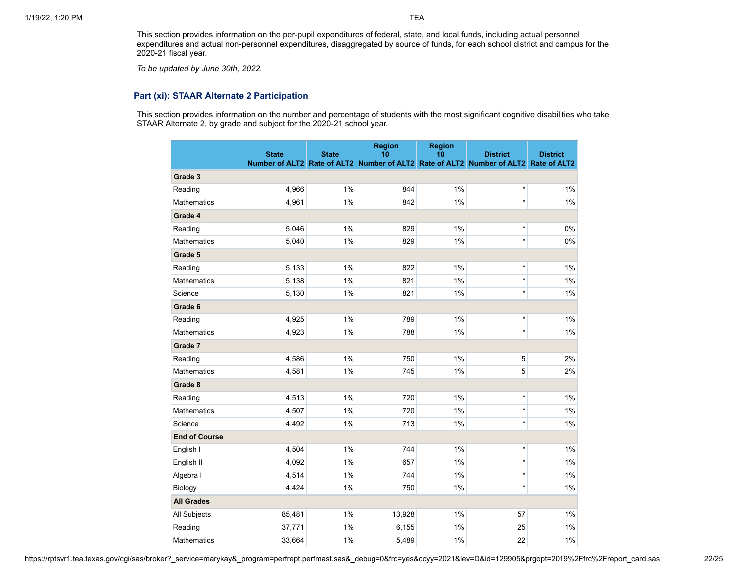This section provides information on the per-pupil expenditures of federal, state, and local funds, including actual personnel expenditures and actual non-personnel expenditures, disaggregated by source of funds, for each school district and campus for the 2020-21 fiscal year.

*To be updated by June 30th, 2022.*

### Part (xi): STAAR Alternate 2 Participation

This section provides information on the number and percentage of students with the most significant cognitive disabilities who take STAAR Alternate 2, by grade and subject for the 2020-21 school year.

| | State Number of ALT2 | State Rate of ALT2 | Region 10 Number of ALT2 | Region 10 Rate of ALT2 | District Number of ALT2 | District Rate of ALT2 |
|---|---|---|---|---|---|---|
| **Grade 3** | | | | | | |
| Reading | 4,966 | 1% | 844 | 1% | * | 1% |
| Mathematics | 4,961 | 1% | 842 | 1% | * | 1% |
| **Grade 4** | | | | | | |
| Reading | 5,046 | 1% | 829 | 1% | * | 0% |
| Mathematics | 5,040 | 1% | 829 | 1% | * | 0% |
| **Grade 5** | | | | | | |
| Reading | 5,133 | 1% | 822 | 1% | * | 1% |
| Mathematics | 5,138 | 1% | 821 | 1% | * | 1% |
| Science | 5,130 | 1% | 821 | 1% | * | 1% |
| **Grade 6** | | | | | | |
| Reading | 4,925 | 1% | 789 | 1% | * | 1% |
| Mathematics | 4,923 | 1% | 788 | 1% | * | 1% |
| **Grade 7** | | | | | | |
| Reading | 4,586 | 1% | 750 | 1% | 5 | 2% |
| Mathematics | 4,581 | 1% | 745 | 1% | 5 | 2% |
| **Grade 8** | | | | | | |
| Reading | 4,513 | 1% | 720 | 1% | * | 1% |
| Mathematics | 4,507 | 1% | 720 | 1% | * | 1% |
| Science | 4,492 | 1% | 713 | 1% | * | 1% |
| **End of Course** | | | | | | |
| English I | 4,504 | 1% | 744 | 1% | * | 1% |
| English II | 4,092 | 1% | 657 | 1% | * | 1% |
| Algebra I | 4,514 | 1% | 744 | 1% | * | 1% |
| Biology | 4,424 | 1% | 750 | 1% | * | 1% |
| **All Grades** | | | | | | |
| All Subjects | 85,481 | 1% | 13,928 | 1% | 57 | 1% |
| Reading | 37,771 | 1% | 6,155 | 1% | 25 | 1% |
| Mathematics | 33,664 | 1% | 5,489 | 1% | 22 | 1% |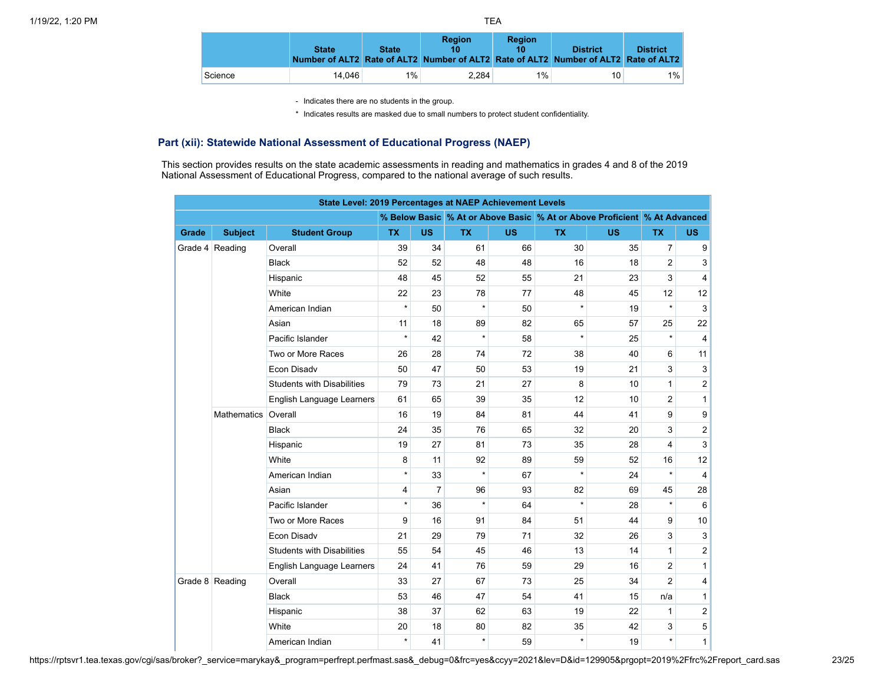|  | State Number of ALT2 | State Rate of ALT2 | Region 10 Number of ALT2 | Region 10 Rate of ALT2 | District Number of ALT2 | District Rate of ALT2 |
|---|---|---|---|---|---|---|
| Science | 14,046 | 1% | 2,284 | 1% | 10 | 1% |

- Indicates there are no students in the group.

* Indicates results are masked due to small numbers to protect student confidentiality.

## Part (xii): Statewide National Assessment of Educational Progress (NAEP)

This section provides results on the state academic assessments in reading and mathematics in grades 4 and 8 of the 2019 National Assessment of Educational Progress, compared to the national average of such results.

| State Level: 2019 Percentages at NAEP Achievement Levels | | | | | | | | | | |
|---|---|---|---|---|---|---|---|---|---|---|
|  |  |  | % Below Basic |  | % At or Above Basic |  | % At or Above Proficient |  | % At Advanced |  |
| Grade | Subject | Student Group | TX | US | TX | US | TX | US | TX | US |
| Grade 4 | Reading | Overall | 39 | 34 | 61 | 66 | 30 | 35 | 7 | 9 |
|  |  | Black | 52 | 52 | 48 | 48 | 16 | 18 | 2 | 3 |
|  |  | Hispanic | 48 | 45 | 52 | 55 | 21 | 23 | 3 | 4 |
|  |  | White | 22 | 23 | 78 | 77 | 48 | 45 | 12 | 12 |
|  |  | American Indian | * | 50 | * | 50 | * | 19 | * | 3 |
|  |  | Asian | 11 | 18 | 89 | 82 | 65 | 57 | 25 | 22 |
|  |  | Pacific Islander | * | 42 | * | 58 | * | 25 | * | 4 |
|  |  | Two or More Races | 26 | 28 | 74 | 72 | 38 | 40 | 6 | 11 |
|  |  | Econ Disadv | 50 | 47 | 50 | 53 | 19 | 21 | 3 | 3 |
|  |  | Students with Disabilities | 79 | 73 | 21 | 27 | 8 | 10 | 1 | 2 |
|  |  | English Language Learners | 61 | 65 | 39 | 35 | 12 | 10 | 2 | 1 |
|  | Mathematics | Overall | 16 | 19 | 84 | 81 | 44 | 41 | 9 | 9 |
|  |  | Black | 24 | 35 | 76 | 65 | 32 | 20 | 3 | 2 |
|  |  | Hispanic | 19 | 27 | 81 | 73 | 35 | 28 | 4 | 3 |
|  |  | White | 8 | 11 | 92 | 89 | 59 | 52 | 16 | 12 |
|  |  | American Indian | * | 33 | * | 67 | * | 24 | * | 4 |
|  |  | Asian | 4 | 7 | 96 | 93 | 82 | 69 | 45 | 28 |
|  |  | Pacific Islander | * | 36 | * | 64 | * | 28 | * | 6 |
|  |  | Two or More Races | 9 | 16 | 91 | 84 | 51 | 44 | 9 | 10 |
|  |  | Econ Disadv | 21 | 29 | 79 | 71 | 32 | 26 | 3 | 3 |
|  |  | Students with Disabilities | 55 | 54 | 45 | 46 | 13 | 14 | 1 | 2 |
|  |  | English Language Learners | 24 | 41 | 76 | 59 | 29 | 16 | 2 | 1 |
| Grade 8 | Reading | Overall | 33 | 27 | 67 | 73 | 25 | 34 | 2 | 4 |
|  |  | Black | 53 | 46 | 47 | 54 | 41 | 15 | n/a | 1 |
|  |  | Hispanic | 38 | 37 | 62 | 63 | 19 | 22 | 1 | 2 |
|  |  | White | 20 | 18 | 80 | 82 | 35 | 42 | 3 | 5 |
|  |  | American Indian | * | 41 | * | 59 | * | 19 | * | 1 |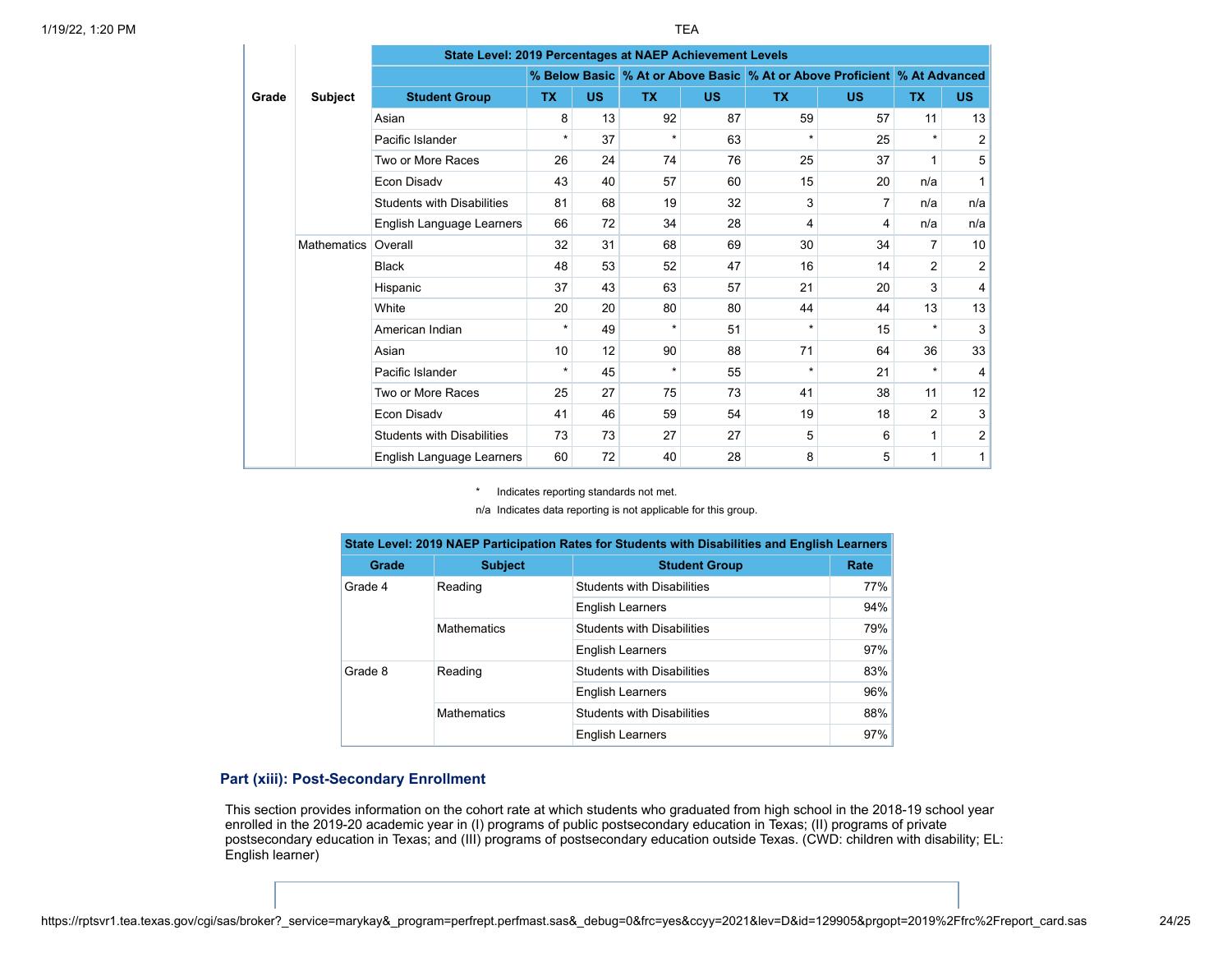| Grade | Subject | State Level: 2019 Percentages at NAEP Achievement Levels | | | | | | | | |
|---|---|---|---|---|---|---|---|---|---|---|
| | | | % Below Basic | | % At or Above Basic | | % At or Above Proficient | | % At Advanced | |
| | | Student Group | TX | US | TX | US | TX | US | TX | US |
| | | Asian | 8 | 13 | 92 | 87 | 59 | 57 | 11 | 13 |
| | | Pacific Islander | * | 37 | * | 63 | * | 25 | * | 2 |
| | | Two or More Races | 26 | 24 | 74 | 76 | 25 | 37 | 1 | 5 |
| | | Econ Disadv | 43 | 40 | 57 | 60 | 15 | 20 | n/a | 1 |
| | | Students with Disabilities | 81 | 68 | 19 | 32 | 3 | 7 | n/a | n/a |
| | | English Language Learners | 66 | 72 | 34 | 28 | 4 | 4 | n/a | n/a |
| | Mathematics | Overall | 32 | 31 | 68 | 69 | 30 | 34 | 7 | 10 |
| | | Black | 48 | 53 | 52 | 47 | 16 | 14 | 2 | 2 |
| | | Hispanic | 37 | 43 | 63 | 57 | 21 | 20 | 3 | 4 |
| | | White | 20 | 20 | 80 | 80 | 44 | 44 | 13 | 13 |
| | | American Indian | * | 49 | * | 51 | * | 15 | * | 3 |
| | | Asian | 10 | 12 | 90 | 88 | 71 | 64 | 36 | 33 |
| | | Pacific Islander | * | 45 | * | 55 | * | 21 | * | 4 |
| | | Two or More Races | 25 | 27 | 75 | 73 | 41 | 38 | 11 | 12 |
| | | Econ Disadv | 41 | 46 | 59 | 54 | 19 | 18 | 2 | 3 |
| | | Students with Disabilities | 73 | 73 | 27 | 27 | 5 | 6 | 1 | 2 |
| | | English Language Learners | 60 | 72 | 40 | 28 | 8 | 5 | 1 | 1 |

\* Indicates reporting standards not met.

n/a Indicates data reporting is not applicable for this group.

| State Level: 2019 NAEP Participation Rates for Students with Disabilities and English Learners | | | |
|---|---|---|---|
| Grade | Subject | Student Group | Rate |
| Grade 4 | Reading | Students with Disabilities | 77% |
| | | English Learners | 94% |
| | Mathematics | Students with Disabilities | 79% |
| | | English Learners | 97% |
| Grade 8 | Reading | Students with Disabilities | 83% |
| | | English Learners | 96% |
| | Mathematics | Students with Disabilities | 88% |
| | | English Learners | 97% |

## Part (xiii): Post-Secondary Enrollment

This section provides information on the cohort rate at which students who graduated from high school in the 2018-19 school year enrolled in the 2019-20 academic year in (I) programs of public postsecondary education in Texas; (II) programs of private postsecondary education in Texas; and (III) programs of postsecondary education outside Texas. (CWD: children with disability; EL: English learner)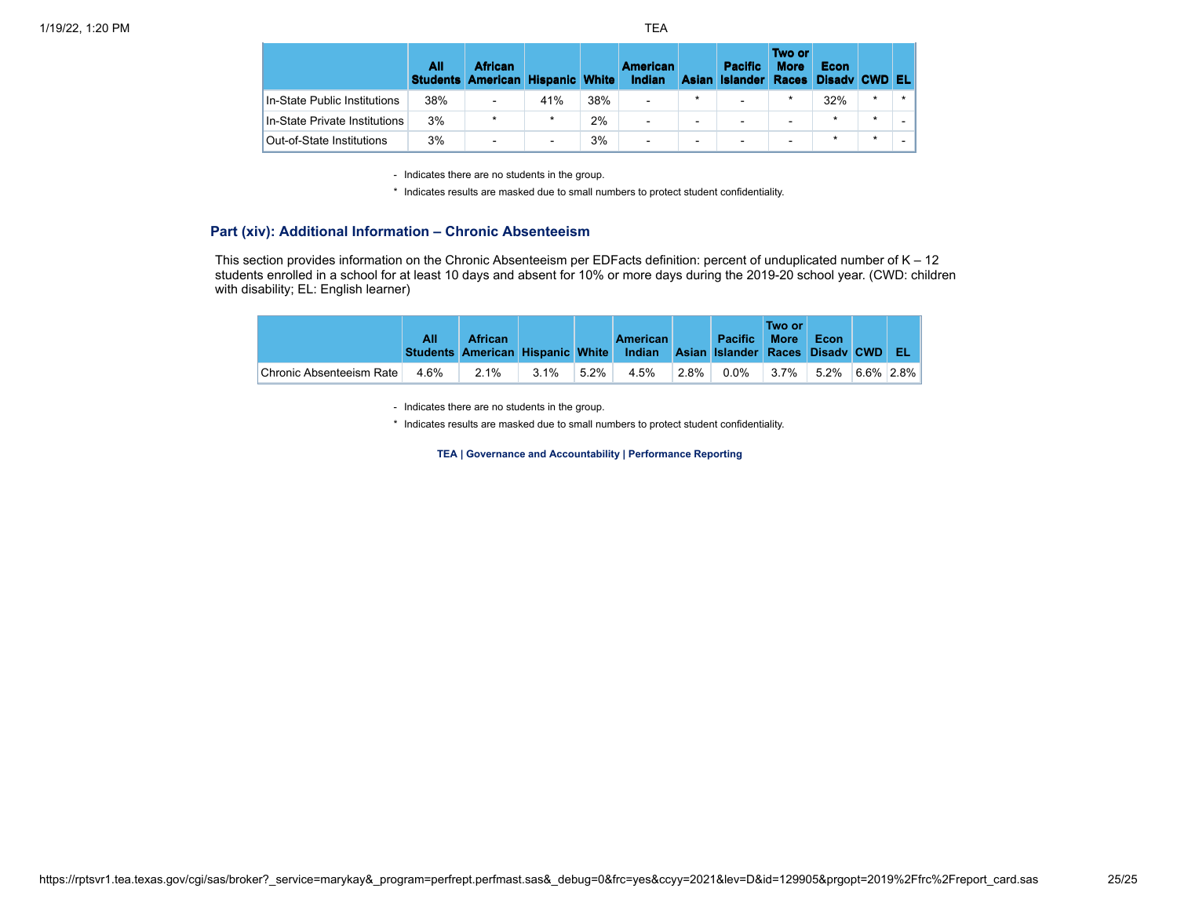| | All Students | African American | Hispanic | White | American Indian | Asian | Pacific Islander | Two or More Races | Econ Disadv | CWD | EL |
|---|---|---|---|---|---|---|---|---|---|---|---|
| In-State Public Institutions | 38% | - | 41% | 38% | - | * | - | * | 32% | * | * |
| In-State Private Institutions | 3% | * | * | 2% | - | - | - | - | * | * | - |
| Out-of-State Institutions | 3% | - | - | 3% | - | - | - | - | * | * | - |

- Indicates there are no students in the group.

\* Indicates results are masked due to small numbers to protect student confidentiality.

### Part (xiv): Additional Information – Chronic Absenteeism

This section provides information on the Chronic Absenteeism per EDFacts definition: percent of unduplicated number of K – 12 students enrolled in a school for at least 10 days and absent for 10% or more days during the 2019-20 school year. (CWD: children with disability; EL: English learner)

| | All Students | African American | Hispanic | White | American Indian | Asian | Pacific Islander | Two or More Races | Econ Disadv | CWD | EL |
|---|---|---|---|---|---|---|---|---|---|---|---|
| Chronic Absenteeism Rate | 4.6% | 2.1% | 3.1% | 5.2% | 4.5% | 2.8% | 0.0% | 3.7% | 5.2% | 6.6% | 2.8% |

- Indicates there are no students in the group.

\* Indicates results are masked due to small numbers to protect student confidentiality.

**TEA | Governance and Accountability | Performance Reporting**